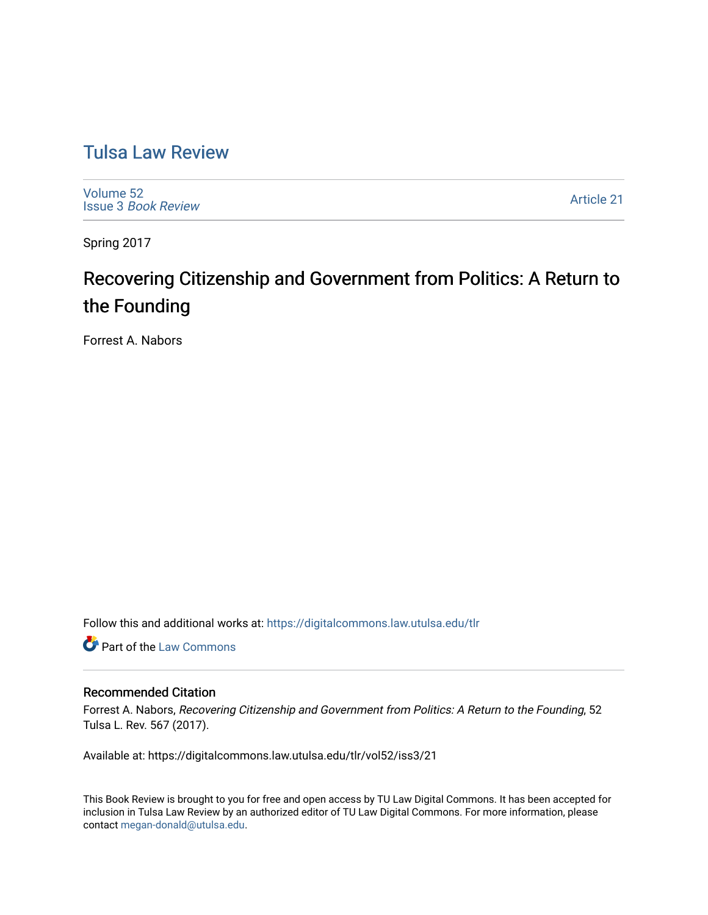# Tulsa Law Review

Volume 52
Issue 3 *Book Review*

Article 21

Spring 2017

## Recovering Citizenship and Government from Politics: A Return to the Founding

Forrest A. Nabors

Follow this and additional works at: https://digitalcommons.law.utulsa.edu/tlr

Part of the Law Commons

### Recommended Citation

Forrest A. Nabors, *Recovering Citizenship and Government from Politics: A Return to the Founding*, 52 Tulsa L. Rev. 567 (2017).

Available at: https://digitalcommons.law.utulsa.edu/tlr/vol52/iss3/21

This Book Review is brought to you for free and open access by TU Law Digital Commons. It has been accepted for inclusion in Tulsa Law Review by an authorized editor of TU Law Digital Commons. For more information, please contact megan-donald@utulsa.edu.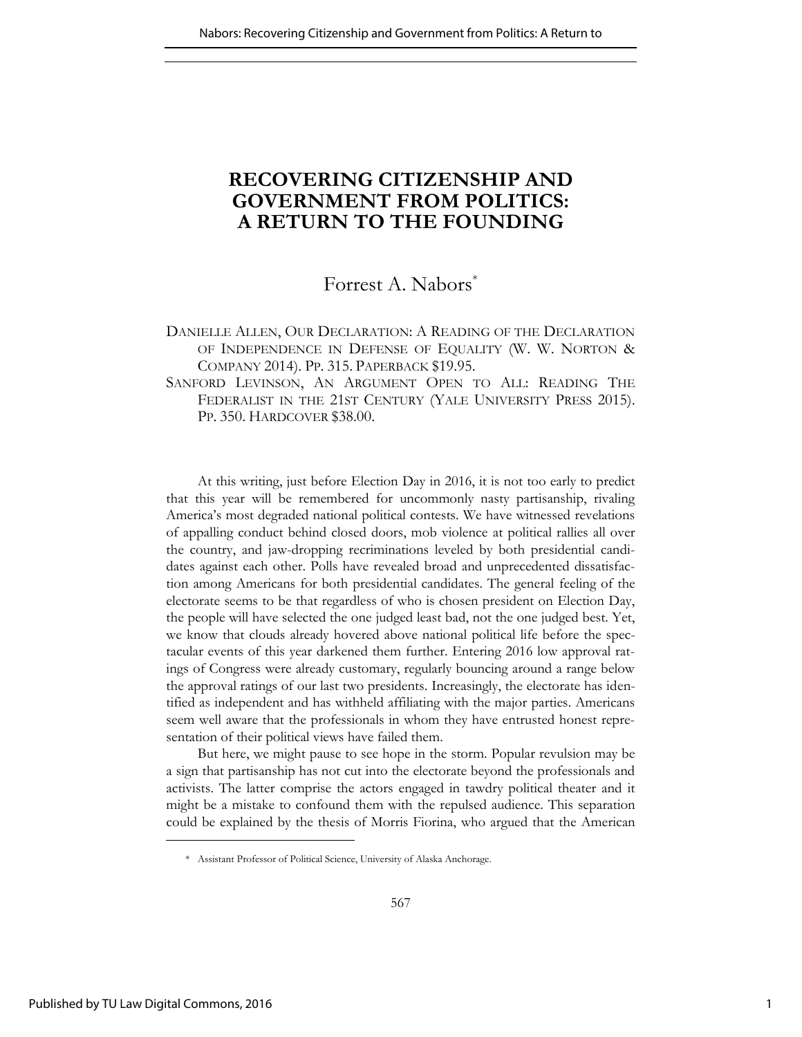# RECOVERING CITIZENSHIP AND GOVERNMENT FROM POLITICS: A RETURN TO THE FOUNDING

Forrest A. Nabors[*]

DANIELLE ALLEN, OUR DECLARATION: A READING OF THE DECLARATION OF INDEPENDENCE IN DEFENSE OF EQUALITY (W. W. NORTON & COMPANY 2014). PP. 315. PAPERBACK $19.95.

SANFORD LEVINSON, AN ARGUMENT OPEN TO ALL: READING THE FEDERALIST IN THE 21ST CENTURY (YALE UNIVERSITY PRESS 2015). PP. 350. HARDCOVER $38.00.

At this writing, just before Election Day in 2016, it is not too early to predict that this year will be remembered for uncommonly nasty partisanship, rivaling America's most degraded national political contests. We have witnessed revelations of appalling conduct behind closed doors, mob violence at political rallies all over the country, and jaw-dropping recriminations leveled by both presidential candidates against each other. Polls have revealed broad and unprecedented dissatisfaction among Americans for both presidential candidates. The general feeling of the electorate seems to be that regardless of who is chosen president on Election Day, the people will have selected the one judged least bad, not the one judged best. Yet, we know that clouds already hovered above national political life before the spectacular events of this year darkened them further. Entering 2016 low approval ratings of Congress were already customary, regularly bouncing around a range below the approval ratings of our last two presidents. Increasingly, the electorate has identified as independent and has withheld affiliating with the major parties. Americans seem well aware that the professionals in whom they have entrusted honest representation of their political views have failed them.

But here, we might pause to see hope in the storm. Popular revulsion may be a sign that partisanship has not cut into the electorate beyond the professionals and activists. The latter comprise the actors engaged in tawdry political theater and it might be a mistake to confound them with the repulsed audience. This separation could be explained by the thesis of Morris Fiorina, who argued that the American

---

[*] Assistant Professor of Political Science, University of Alaska Anchorage.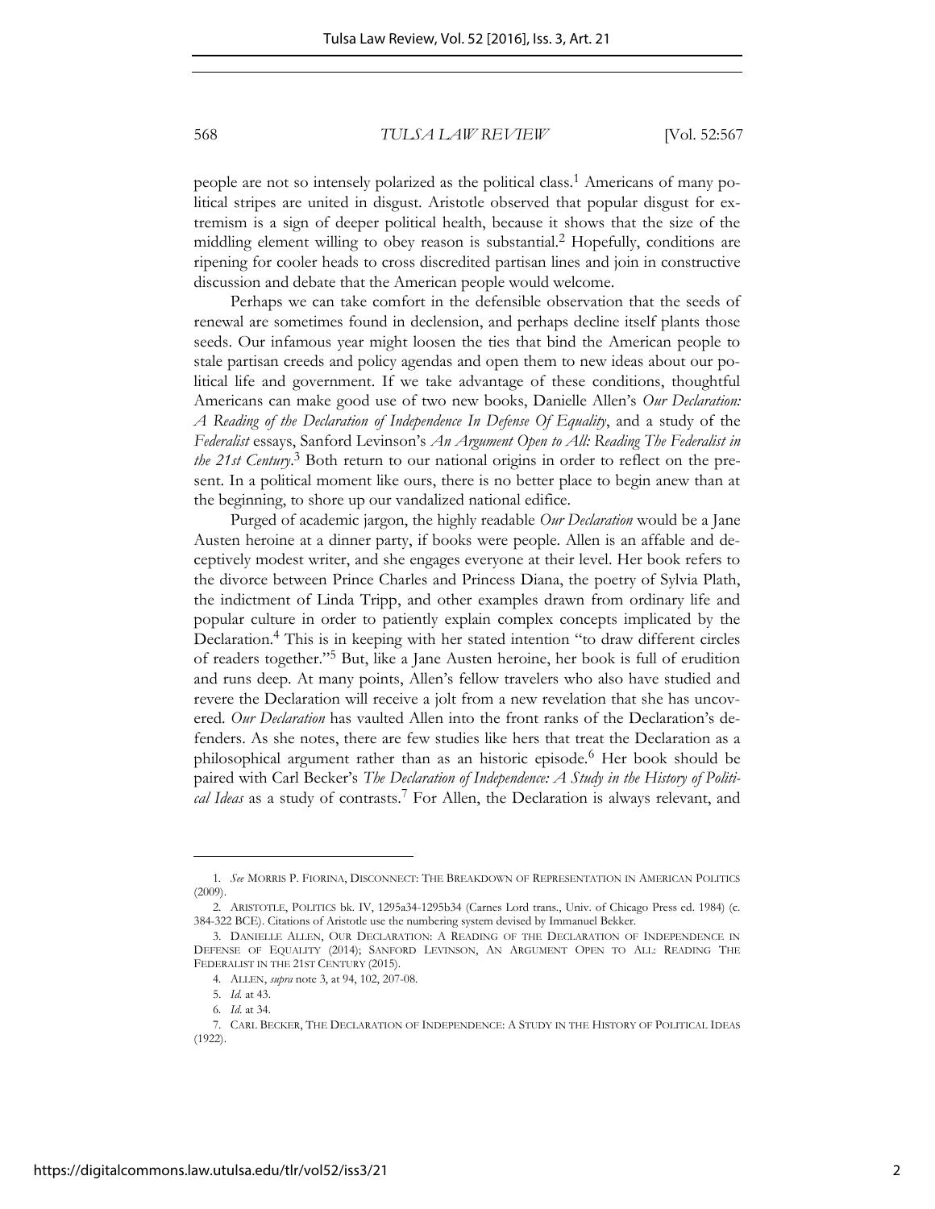people are not so intensely polarized as the political class.[1] Americans of many political stripes are united in disgust. Aristotle observed that popular disgust for extremism is a sign of deeper political health, because it shows that the size of the middling element willing to obey reason is substantial.[2] Hopefully, conditions are ripening for cooler heads to cross discredited partisan lines and join in constructive discussion and debate that the American people would welcome.

Perhaps we can take comfort in the defensible observation that the seeds of renewal are sometimes found in declension, and perhaps decline itself plants those seeds. Our infamous year might loosen the ties that bind the American people to stale partisan creeds and policy agendas and open them to new ideas about our political life and government. If we take advantage of these conditions, thoughtful Americans can make good use of two new books, Danielle Allen's *Our Declaration: A Reading of the Declaration of Independence In Defense Of Equality*, and a study of the *Federalist* essays, Sanford Levinson's *An Argument Open to All: Reading The Federalist in the 21st Century*.[3] Both return to our national origins in order to reflect on the present. In a political moment like ours, there is no better place to begin anew than at the beginning, to shore up our vandalized national edifice.

Purged of academic jargon, the highly readable *Our Declaration* would be a Jane Austen heroine at a dinner party, if books were people. Allen is an affable and deceptively modest writer, and she engages everyone at their level. Her book refers to the divorce between Prince Charles and Princess Diana, the poetry of Sylvia Plath, the indictment of Linda Tripp, and other examples drawn from ordinary life and popular culture in order to patiently explain complex concepts implicated by the Declaration.[4] This is in keeping with her stated intention "to draw different circles of readers together."[5] But, like a Jane Austen heroine, her book is full of erudition and runs deep. At many points, Allen's fellow travelers who also have studied and revere the Declaration will receive a jolt from a new revelation that she has uncovered. *Our Declaration* has vaulted Allen into the front ranks of the Declaration's defenders. As she notes, there are few studies like hers that treat the Declaration as a philosophical argument rather than as an historic episode.[6] Her book should be paired with Carl Becker's *The Declaration of Independence: A Study in the History of Political Ideas* as a study of contrasts.[7] For Allen, the Declaration is always relevant, and

---

1. *See* MORRIS P. FIORINA, DISCONNECT: THE BREAKDOWN OF REPRESENTATION IN AMERICAN POLITICS (2009).

2. ARISTOTLE, POLITICS bk. IV, 1295a34-1295b34 (Carnes Lord trans., Univ. of Chicago Press ed. 1984) (c. 384-322 BCE). Citations of Aristotle use the numbering system devised by Immanuel Bekker.

3. DANIELLE ALLEN, OUR DECLARATION: A READING OF THE DECLARATION OF INDEPENDENCE IN DEFENSE OF EQUALITY (2014); SANFORD LEVINSON, AN ARGUMENT OPEN TO ALL: READING THE FEDERALIST IN THE 21ST CENTURY (2015).

4. ALLEN, *supra* note 3, at 94, 102, 207-08.

5. *Id.* at 43.

6. *Id.* at 34.

7. CARL BECKER, THE DECLARATION OF INDEPENDENCE: A STUDY IN THE HISTORY OF POLITICAL IDEAS (1922).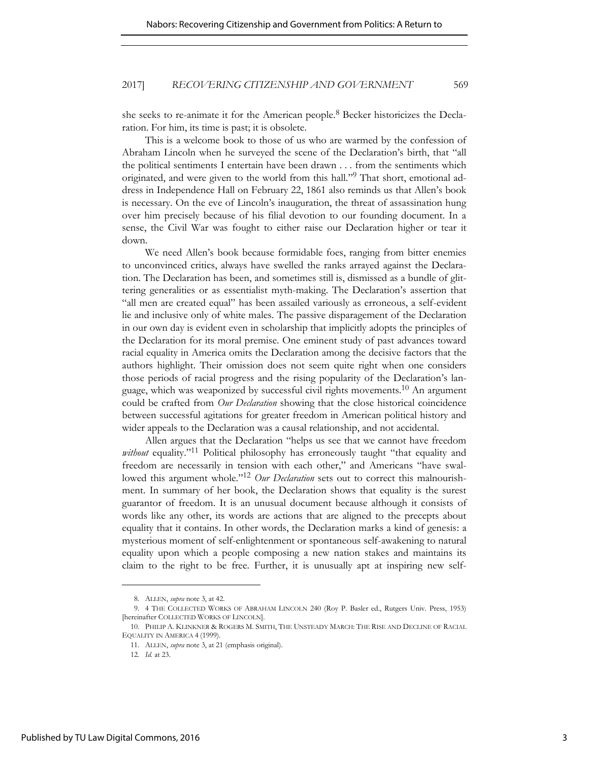she seeks to re-animate it for the American people.[8] Becker historicizes the Declaration. For him, its time is past; it is obsolete.

This is a welcome book to those of us who are warmed by the confession of Abraham Lincoln when he surveyed the scene of the Declaration's birth, that "all the political sentiments I entertain have been drawn . . . from the sentiments which originated, and were given to the world from this hall."[9] That short, emotional address in Independence Hall on February 22, 1861 also reminds us that Allen's book is necessary. On the eve of Lincoln's inauguration, the threat of assassination hung over him precisely because of his filial devotion to our founding document. In a sense, the Civil War was fought to either raise our Declaration higher or tear it down.

We need Allen's book because formidable foes, ranging from bitter enemies to unconvinced critics, always have swelled the ranks arrayed against the Declaration. The Declaration has been, and sometimes still is, dismissed as a bundle of glittering generalities or as essentialist myth-making. The Declaration's assertion that "all men are created equal" has been assailed variously as erroneous, a self-evident lie and inclusive only of white males. The passive disparagement of the Declaration in our own day is evident even in scholarship that implicitly adopts the principles of the Declaration for its moral premise. One eminent study of past advances toward racial equality in America omits the Declaration among the decisive factors that the authors highlight. Their omission does not seem quite right when one considers those periods of racial progress and the rising popularity of the Declaration's language, which was weaponized by successful civil rights movements.[10] An argument could be crafted from *Our Declaration* showing that the close historical coincidence between successful agitations for greater freedom in American political history and wider appeals to the Declaration was a causal relationship, and not accidental.

Allen argues that the Declaration "helps us see that we cannot have freedom *without* equality."[11] Political philosophy has erroneously taught "that equality and freedom are necessarily in tension with each other," and Americans "have swallowed this argument whole."[12] *Our Declaration* sets out to correct this malnourishment. In summary of her book, the Declaration shows that equality is the surest guarantor of freedom. It is an unusual document because although it consists of words like any other, its words are actions that are aligned to the precepts about equality that it contains. In other words, the Declaration marks a kind of genesis: a mysterious moment of self-enlightenment or spontaneous self-awakening to natural equality upon which a people composing a new nation stakes and maintains its claim to the right to be free. Further, it is unusually apt at inspiring new self-

---

8. ALLEN, *supra* note 3, at 42.

9. 4 THE COLLECTED WORKS OF ABRAHAM LINCOLN 240 (Roy P. Basler ed., Rutgers Univ. Press, 1953) [hereinafter COLLECTED WORKS OF LINCOLN].

10. PHILIP A. KLINKNER & ROGERS M. SMITH, THE UNSTEADY MARCH: THE RISE AND DECLINE OF RACIAL EQUALITY IN AMERICA 4 (1999).

11. ALLEN, *supra* note 3, at 21 (emphasis original).

12. *Id.* at 23.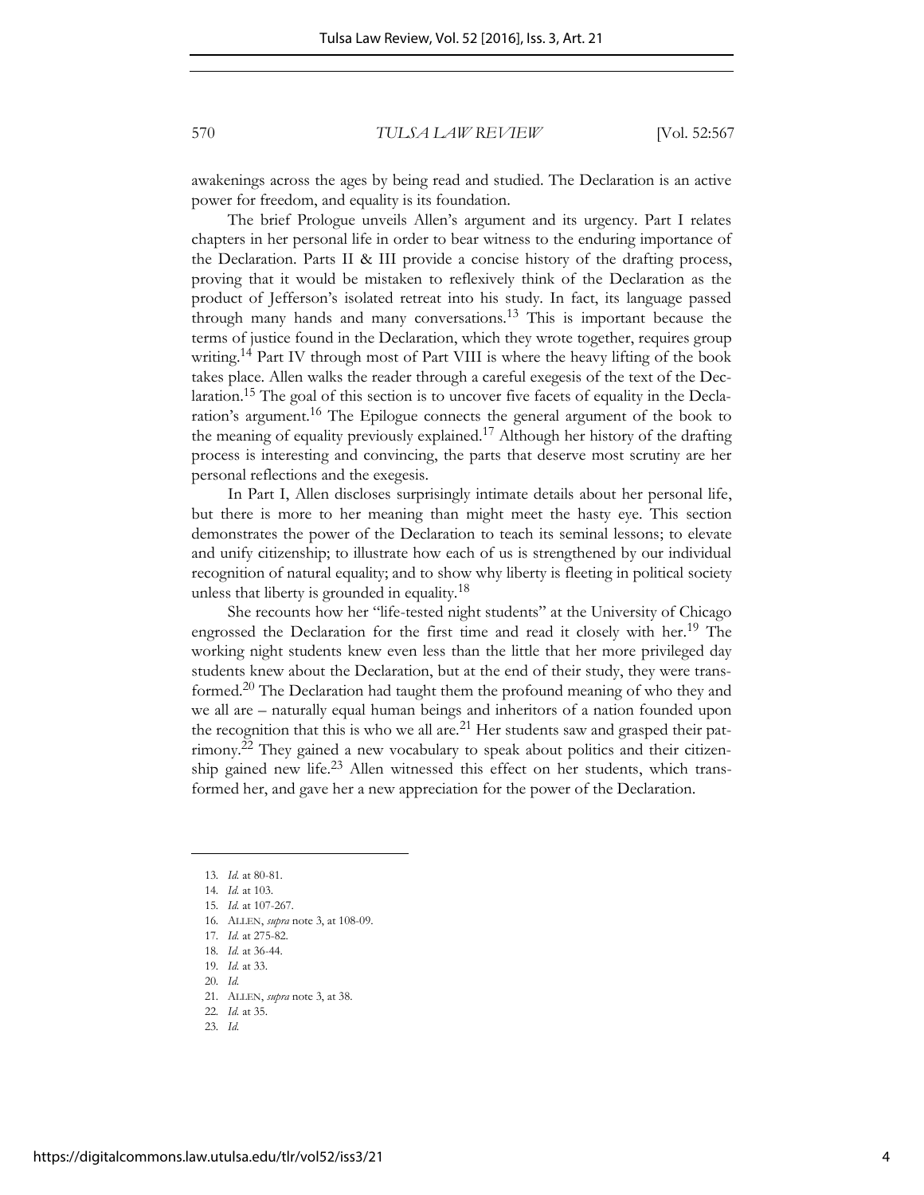awakenings across the ages by being read and studied. The Declaration is an active power for freedom, and equality is its foundation.

The brief Prologue unveils Allen's argument and its urgency. Part I relates chapters in her personal life in order to bear witness to the enduring importance of the Declaration. Parts II & III provide a concise history of the drafting process, proving that it would be mistaken to reflexively think of the Declaration as the product of Jefferson's isolated retreat into his study. In fact, its language passed through many hands and many conversations.[13] This is important because the terms of justice found in the Declaration, which they wrote together, requires group writing.[14] Part IV through most of Part VIII is where the heavy lifting of the book takes place. Allen walks the reader through a careful exegesis of the text of the Declaration.[15] The goal of this section is to uncover five facets of equality in the Declaration's argument.[16] The Epilogue connects the general argument of the book to the meaning of equality previously explained.[17] Although her history of the drafting process is interesting and convincing, the parts that deserve most scrutiny are her personal reflections and the exegesis.

In Part I, Allen discloses surprisingly intimate details about her personal life, but there is more to her meaning than might meet the hasty eye. This section demonstrates the power of the Declaration to teach its seminal lessons; to elevate and unify citizenship; to illustrate how each of us is strengthened by our individual recognition of natural equality; and to show why liberty is fleeting in political society unless that liberty is grounded in equality.[18]

She recounts how her "life-tested night students" at the University of Chicago engrossed the Declaration for the first time and read it closely with her.[19] The working night students knew even less than the little that her more privileged day students knew about the Declaration, but at the end of their study, they were transformed.[20] The Declaration had taught them the profound meaning of who they and we all are – naturally equal human beings and inheritors of a nation founded upon the recognition that this is who we all are.[21] Her students saw and grasped their patrimony.[22] They gained a new vocabulary to speak about politics and their citizenship gained new life.[23] Allen witnessed this effect on her students, which transformed her, and gave her a new appreciation for the power of the Declaration.

---

13. *Id.* at 80-81.
14. *Id.* at 103.
15. *Id.* at 107-267.
16. ALLEN, *supra* note 3, at 108-09.
17. *Id.* at 275-82.
18. *Id.* at 36-44.
19. *Id.* at 33.
20. *Id.*
21. ALLEN, *supra* note 3, at 38.
22. *Id.* at 35.
23. *Id.*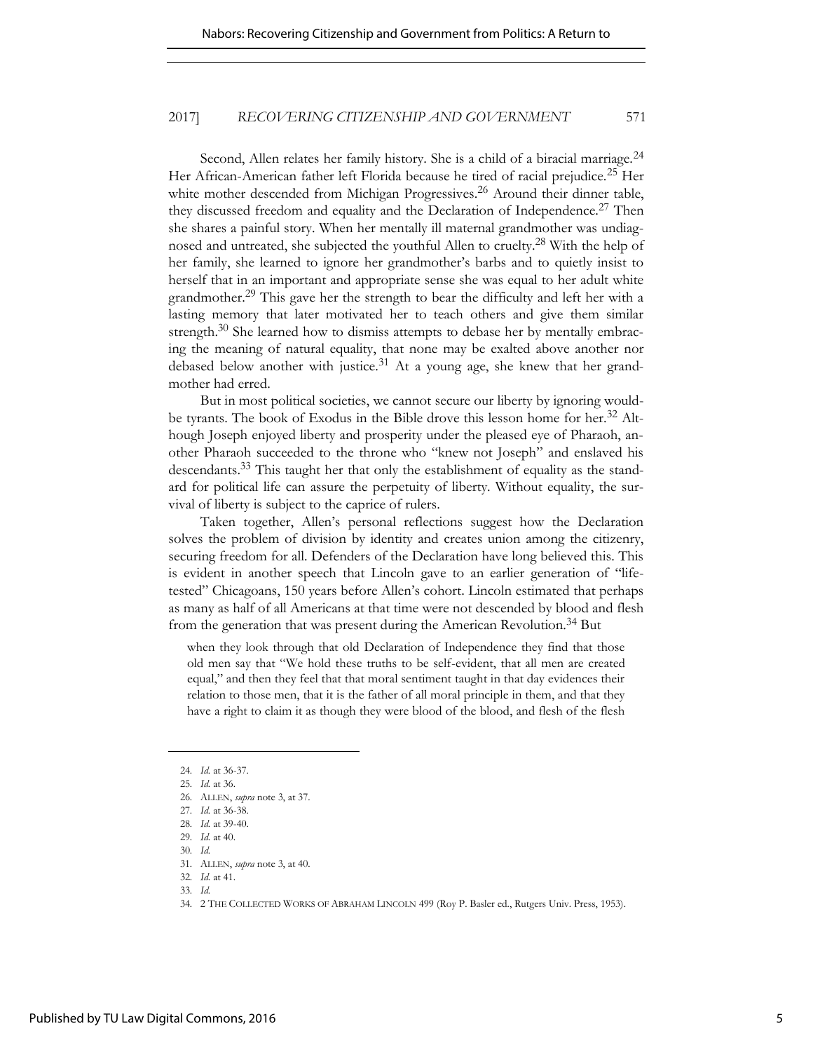Second, Allen relates her family history. She is a child of a biracial marriage.[24] Her African-American father left Florida because he tired of racial prejudice.[25] Her white mother descended from Michigan Progressives.[26] Around their dinner table, they discussed freedom and equality and the Declaration of Independence.[27] Then she shares a painful story. When her mentally ill maternal grandmother was undiagnosed and untreated, she subjected the youthful Allen to cruelty.[28] With the help of her family, she learned to ignore her grandmother's barbs and to quietly insist to herself that in an important and appropriate sense she was equal to her adult white grandmother.[29] This gave her the strength to bear the difficulty and left her with a lasting memory that later motivated her to teach others and give them similar strength.[30] She learned how to dismiss attempts to debase her by mentally embracing the meaning of natural equality, that none may be exalted above another nor debased below another with justice.[31] At a young age, she knew that her grandmother had erred.

But in most political societies, we cannot secure our liberty by ignoring would-be tyrants. The book of Exodus in the Bible drove this lesson home for her.[32] Although Joseph enjoyed liberty and prosperity under the pleased eye of Pharaoh, another Pharaoh succeeded to the throne who "knew not Joseph" and enslaved his descendants.[33] This taught her that only the establishment of equality as the standard for political life can assure the perpetuity of liberty. Without equality, the survival of liberty is subject to the caprice of rulers.

Taken together, Allen's personal reflections suggest how the Declaration solves the problem of division by identity and creates union among the citizenry, securing freedom for all. Defenders of the Declaration have long believed this. This is evident in another speech that Lincoln gave to an earlier generation of "life-tested" Chicagoans, 150 years before Allen's cohort. Lincoln estimated that perhaps as many as half of all Americans at that time were not descended by blood and flesh from the generation that was present during the American Revolution.[34] But

> when they look through that old Declaration of Independence they find that those old men say that "We hold these truths to be self-evident, that all men are created equal," and then they feel that that moral sentiment taught in that day evidences their relation to those men, that it is the father of all moral principle in them, and that they have a right to claim it as though they were blood of the blood, and flesh of the flesh

---

24. *Id.* at 36-37.
25. *Id.* at 36.
26. ALLEN, *supra* note 3, at 37.
27. *Id.* at 36-38.
28. *Id.* at 39-40.
29. *Id.* at 40.
30. *Id.*
31. ALLEN, *supra* note 3, at 40.
32. *Id.* at 41.
33. *Id.*
34. 2 THE COLLECTED WORKS OF ABRAHAM LINCOLN 499 (Roy P. Basler ed., Rutgers Univ. Press, 1953).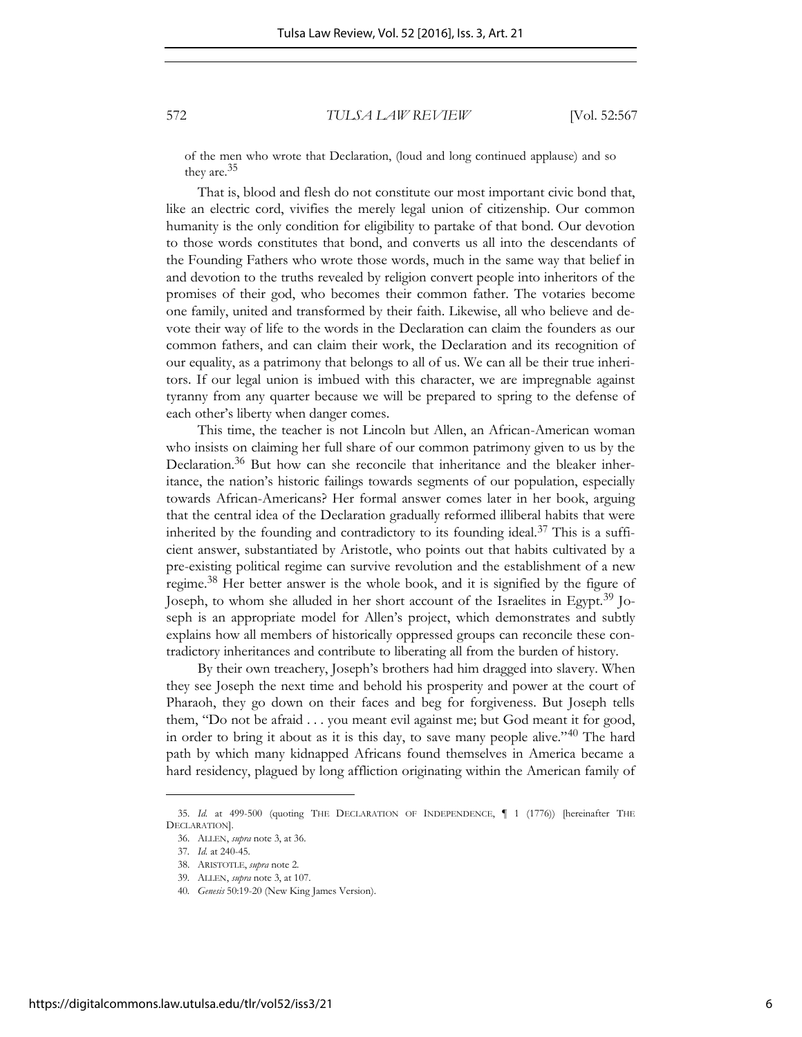of the men who wrote that Declaration, (loud and long continued applause) and so they are.[35]

That is, blood and flesh do not constitute our most important civic bond that, like an electric cord, vivifies the merely legal union of citizenship. Our common humanity is the only condition for eligibility to partake of that bond. Our devotion to those words constitutes that bond, and converts us all into the descendants of the Founding Fathers who wrote those words, much in the same way that belief in and devotion to the truths revealed by religion convert people into inheritors of the promises of their god, who becomes their common father. The votaries become one family, united and transformed by their faith. Likewise, all who believe and devote their way of life to the words in the Declaration can claim the founders as our common fathers, and can claim their work, the Declaration and its recognition of our equality, as a patrimony that belongs to all of us. We can all be their true inheritors. If our legal union is imbued with this character, we are impregnable against tyranny from any quarter because we will be prepared to spring to the defense of each other's liberty when danger comes.

This time, the teacher is not Lincoln but Allen, an African-American woman who insists on claiming her full share of our common patrimony given to us by the Declaration.[36] But how can she reconcile that inheritance and the bleaker inheritance, the nation's historic failings towards segments of our population, especially towards African-Americans? Her formal answer comes later in her book, arguing that the central idea of the Declaration gradually reformed illiberal habits that were inherited by the founding and contradictory to its founding ideal.[37] This is a sufficient answer, substantiated by Aristotle, who points out that habits cultivated by a pre-existing political regime can survive revolution and the establishment of a new regime.[38] Her better answer is the whole book, and it is signified by the figure of Joseph, to whom she alluded in her short account of the Israelites in Egypt.[39] Joseph is an appropriate model for Allen's project, which demonstrates and subtly explains how all members of historically oppressed groups can reconcile these contradictory inheritances and contribute to liberating all from the burden of history.

By their own treachery, Joseph's brothers had him dragged into slavery. When they see Joseph the next time and behold his prosperity and power at the court of Pharaoh, they go down on their faces and beg for forgiveness. But Joseph tells them, "Do not be afraid . . . you meant evil against me; but God meant it for good, in order to bring it about as it is this day, to save many people alive."[40] The hard path by which many kidnapped Africans found themselves in America became a hard residency, plagued by long affliction originating within the American family of

---

35. *Id.* at 499-500 (quoting THE DECLARATION OF INDEPENDENCE, ¶ 1 (1776)) [hereinafter THE DECLARATION].

36. ALLEN, *supra* note 3, at 36.

37. *Id.* at 240-45.

38. ARISTOTLE, *supra* note 2.

39. ALLEN, *supra* note 3, at 107.

40. *Genesis* 50:19-20 (New King James Version).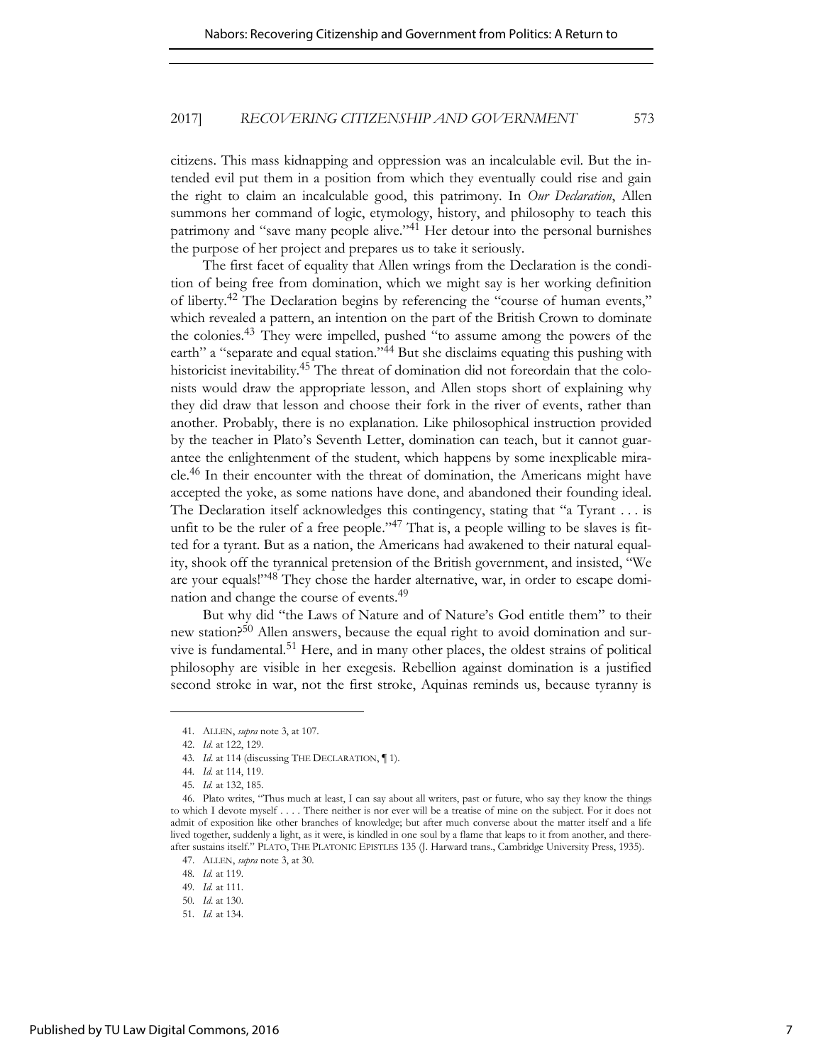citizens. This mass kidnapping and oppression was an incalculable evil. But the intended evil put them in a position from which they eventually could rise and gain the right to claim an incalculable good, this patrimony. In *Our Declaration*, Allen summons her command of logic, etymology, history, and philosophy to teach this patrimony and "save many people alive."[41] Her detour into the personal burnishes the purpose of her project and prepares us to take it seriously.

The first facet of equality that Allen wrings from the Declaration is the condition of being free from domination, which we might say is her working definition of liberty.[42] The Declaration begins by referencing the "course of human events," which revealed a pattern, an intention on the part of the British Crown to dominate the colonies.[43] They were impelled, pushed "to assume among the powers of the earth" a "separate and equal station."[44] But she disclaims equating this pushing with historicist inevitability.[45] The threat of domination did not foreordain that the colonists would draw the appropriate lesson, and Allen stops short of explaining why they did draw that lesson and choose their fork in the river of events, rather than another. Probably, there is no explanation. Like philosophical instruction provided by the teacher in Plato's Seventh Letter, domination can teach, but it cannot guarantee the enlightenment of the student, which happens by some inexplicable miracle.[46] In their encounter with the threat of domination, the Americans might have accepted the yoke, as some nations have done, and abandoned their founding ideal. The Declaration itself acknowledges this contingency, stating that "a Tyrant . . . is unfit to be the ruler of a free people."[47] That is, a people willing to be slaves is fitted for a tyrant. But as a nation, the Americans had awakened to their natural equality, shook off the tyrannical pretension of the British government, and insisted, "We are your equals!"[48] They chose the harder alternative, war, in order to escape domination and change the course of events.[49]

But why did "the Laws of Nature and of Nature's God entitle them" to their new station?[50] Allen answers, because the equal right to avoid domination and survive is fundamental.[51] Here, and in many other places, the oldest strains of political philosophy are visible in her exegesis. Rebellion against domination is a justified second stroke in war, not the first stroke, Aquinas reminds us, because tyranny is

---

41. ALLEN, *supra* note 3, at 107.

42. *Id.* at 122, 129.

43. *Id.* at 114 (discussing THE DECLARATION, ¶ 1).

44. *Id.* at 114, 119.

45. *Id.* at 132, 185.

46. Plato writes, "Thus much at least, I can say about all writers, past or future, who say they know the things to which I devote myself . . . . There neither is nor ever will be a treatise of mine on the subject. For it does not admit of exposition like other branches of knowledge; but after much converse about the matter itself and a life lived together, suddenly a light, as it were, is kindled in one soul by a flame that leaps to it from another, and thereafter sustains itself." PLATO, THE PLATONIC EPISTLES 135 (J. Harward trans., Cambridge University Press, 1935).

47. ALLEN, *supra* note 3, at 30.

48. *Id.* at 119.

49. *Id.* at 111.

50. *Id.* at 130.

51. *Id.* at 134.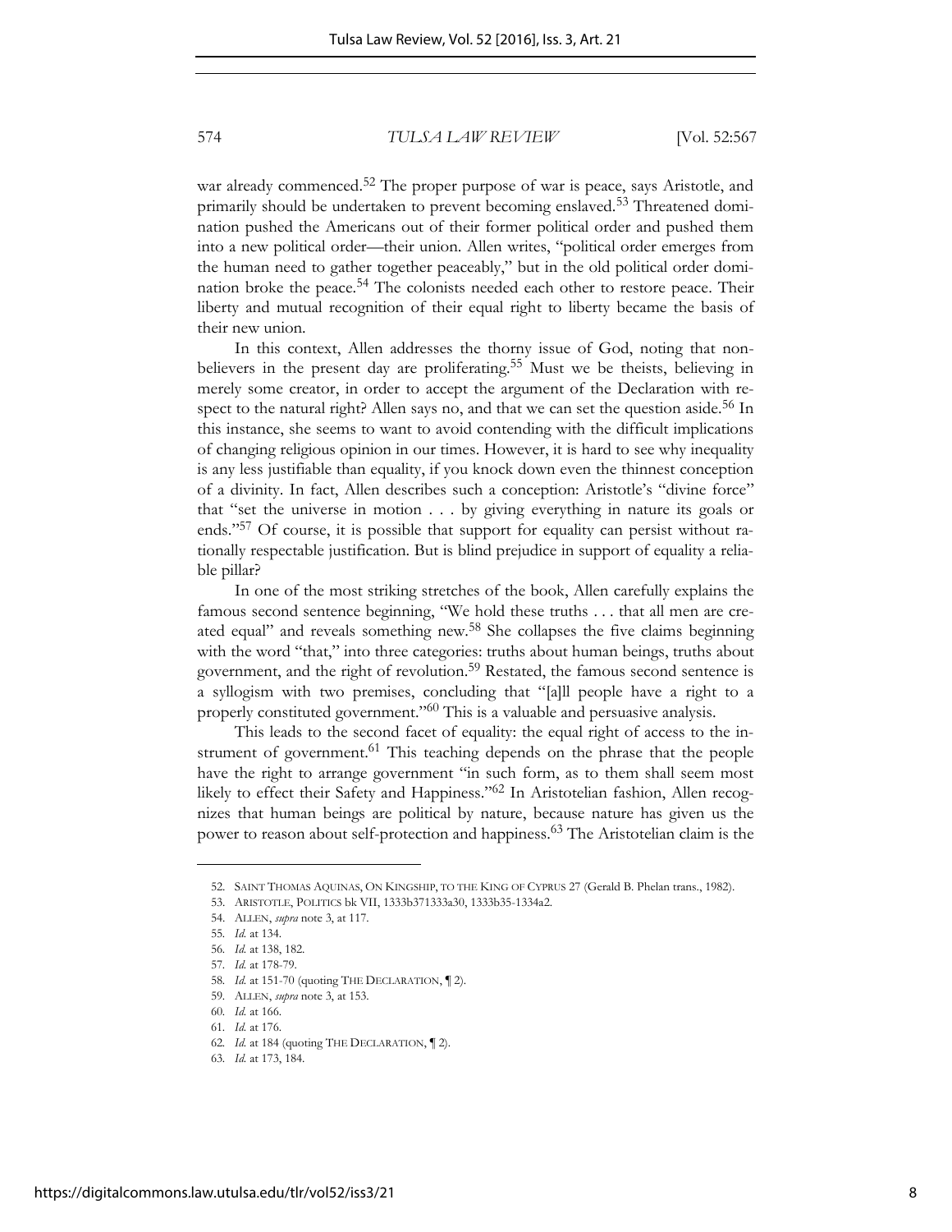war already commenced.[52] The proper purpose of war is peace, says Aristotle, and primarily should be undertaken to prevent becoming enslaved.[53] Threatened domination pushed the Americans out of their former political order and pushed them into a new political order—their union. Allen writes, "political order emerges from the human need to gather together peaceably," but in the old political order domination broke the peace.[54] The colonists needed each other to restore peace. Their liberty and mutual recognition of their equal right to liberty became the basis of their new union.

In this context, Allen addresses the thorny issue of God, noting that nonbelievers in the present day are proliferating.[55] Must we be theists, believing in merely some creator, in order to accept the argument of the Declaration with respect to the natural right? Allen says no, and that we can set the question aside.[56] In this instance, she seems to want to avoid contending with the difficult implications of changing religious opinion in our times. However, it is hard to see why inequality is any less justifiable than equality, if you knock down even the thinnest conception of a divinity. In fact, Allen describes such a conception: Aristotle's "divine force" that "set the universe in motion . . . by giving everything in nature its goals or ends."[57] Of course, it is possible that support for equality can persist without rationally respectable justification. But is blind prejudice in support of equality a reliable pillar?

In one of the most striking stretches of the book, Allen carefully explains the famous second sentence beginning, "We hold these truths . . . that all men are created equal" and reveals something new.[58] She collapses the five claims beginning with the word "that," into three categories: truths about human beings, truths about government, and the right of revolution.[59] Restated, the famous second sentence is a syllogism with two premises, concluding that "[a]ll people have a right to a properly constituted government."[60] This is a valuable and persuasive analysis.

This leads to the second facet of equality: the equal right of access to the instrument of government.[61] This teaching depends on the phrase that the people have the right to arrange government "in such form, as to them shall seem most likely to effect their Safety and Happiness."[62] In Aristotelian fashion, Allen recognizes that human beings are political by nature, because nature has given us the power to reason about self-protection and happiness.[63] The Aristotelian claim is the

---

52. SAINT THOMAS AQUINAS, ON KINGSHIP, TO THE KING OF CYPRUS 27 (Gerald B. Phelan trans., 1982).
53. ARISTOTLE, POLITICS bk VII, 1333b371333a30, 1333b35-1334a2.
54. ALLEN, *supra* note 3, at 117.
55. *Id.* at 134.
56. *Id.* at 138, 182.
57. *Id.* at 178-79.
58. *Id.* at 151-70 (quoting THE DECLARATION, ¶ 2).
59. ALLEN, *supra* note 3, at 153.
60. *Id.* at 166.
61. *Id.* at 176.
62. *Id.* at 184 (quoting THE DECLARATION, ¶ 2).
63. *Id.* at 173, 184.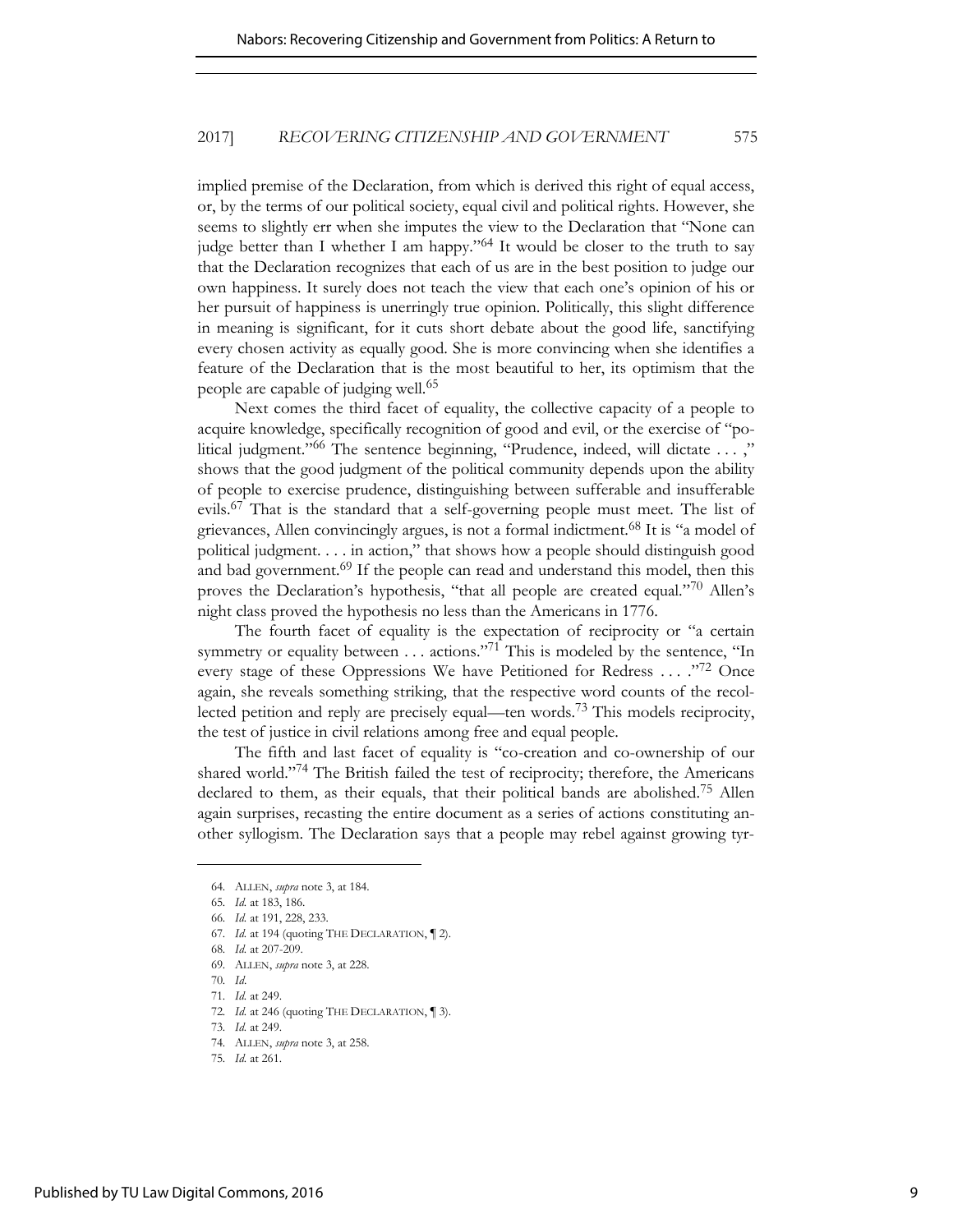implied premise of the Declaration, from which is derived this right of equal access, or, by the terms of our political society, equal civil and political rights. However, she seems to slightly err when she imputes the view to the Declaration that "None can judge better than I whether I am happy."[64] It would be closer to the truth to say that the Declaration recognizes that each of us are in the best position to judge our own happiness. It surely does not teach the view that each one's opinion of his or her pursuit of happiness is unerringly true opinion. Politically, this slight difference in meaning is significant, for it cuts short debate about the good life, sanctifying every chosen activity as equally good. She is more convincing when she identifies a feature of the Declaration that is the most beautiful to her, its optimism that the people are capable of judging well.[65]

Next comes the third facet of equality, the collective capacity of a people to acquire knowledge, specifically recognition of good and evil, or the exercise of "political judgment."[66] The sentence beginning, "Prudence, indeed, will dictate . . . ," shows that the good judgment of the political community depends upon the ability of people to exercise prudence, distinguishing between sufferable and insufferable evils.[67] That is the standard that a self-governing people must meet. The list of grievances, Allen convincingly argues, is not a formal indictment.[68] It is "a model of political judgment. . . . in action," that shows how a people should distinguish good and bad government.[69] If the people can read and understand this model, then this proves the Declaration's hypothesis, "that all people are created equal."[70] Allen's night class proved the hypothesis no less than the Americans in 1776.

The fourth facet of equality is the expectation of reciprocity or "a certain symmetry or equality between . . . actions."[71] This is modeled by the sentence, "In every stage of these Oppressions We have Petitioned for Redress . . . ."[72] Once again, she reveals something striking, that the respective word counts of the recollected petition and reply are precisely equal—ten words.[73] This models reciprocity, the test of justice in civil relations among free and equal people.

The fifth and last facet of equality is "co-creation and co-ownership of our shared world."[74] The British failed the test of reciprocity; therefore, the Americans declared to them, as their equals, that their political bands are abolished.[75] Allen again surprises, recasting the entire document as a series of actions constituting another syllogism. The Declaration says that a people may rebel against growing tyr-

64. ALLEN, *supra* note 3, at 184.

65. *Id.* at 183, 186.

66. *Id.* at 191, 228, 233.

67. *Id.* at 194 (quoting THE DECLARATION, ¶ 2).

68. *Id.* at 207-209.

69. ALLEN, *supra* note 3, at 228.

70. *Id.*

71. *Id.* at 249.

72. *Id.* at 246 (quoting THE DECLARATION, ¶ 3).

73. *Id.* at 249.

74. ALLEN, *supra* note 3, at 258.

75. *Id.* at 261.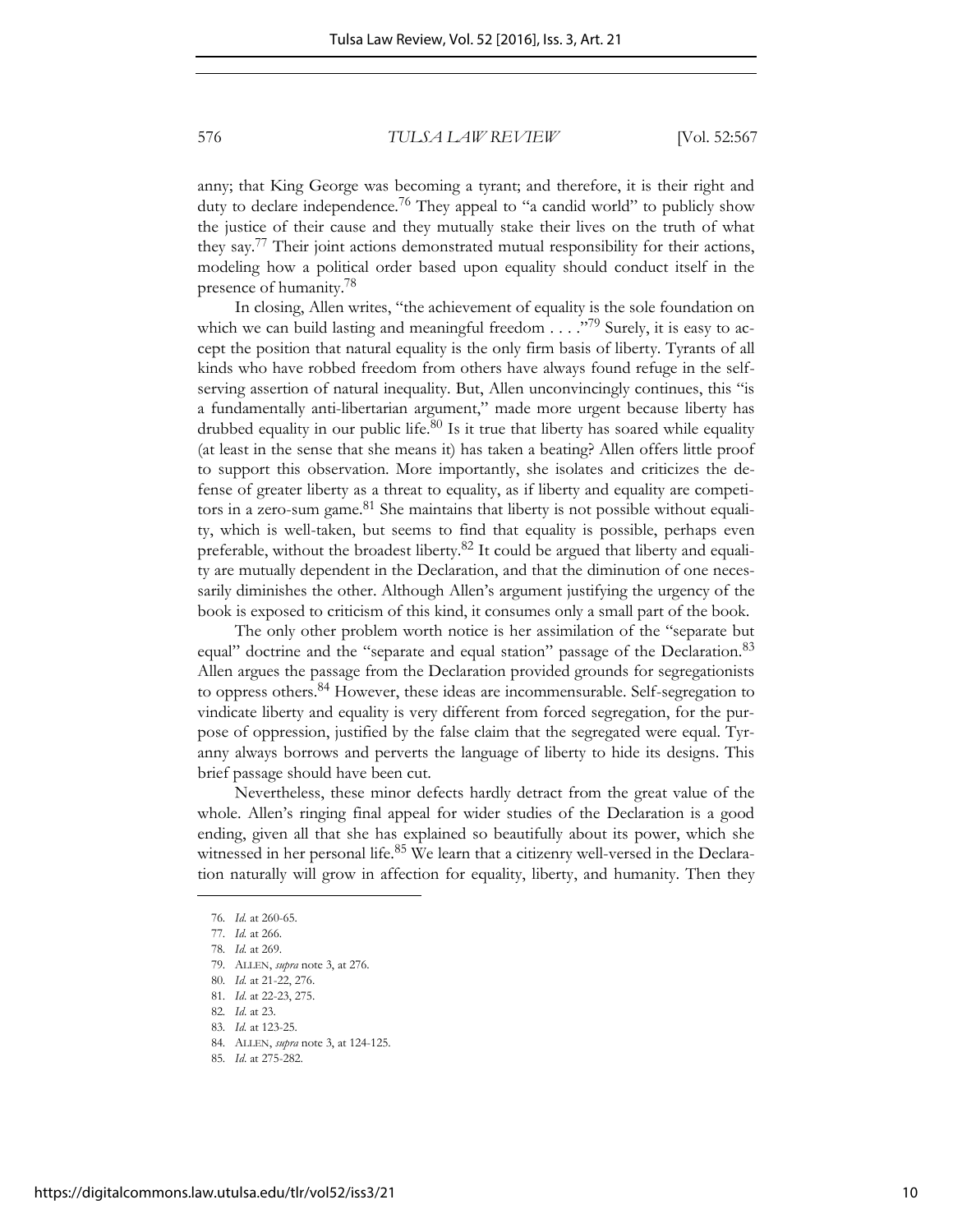anny; that King George was becoming a tyrant; and therefore, it is their right and duty to declare independence.[76] They appeal to "a candid world" to publicly show the justice of their cause and they mutually stake their lives on the truth of what they say.[77] Their joint actions demonstrated mutual responsibility for their actions, modeling how a political order based upon equality should conduct itself in the presence of humanity.[78]

In closing, Allen writes, "the achievement of equality is the sole foundation on which we can build lasting and meaningful freedom . . . ."[79] Surely, it is easy to accept the position that natural equality is the only firm basis of liberty. Tyrants of all kinds who have robbed freedom from others have always found refuge in the self-serving assertion of natural inequality. But, Allen unconvincingly continues, this "is a fundamentally anti-libertarian argument," made more urgent because liberty has drubbed equality in our public life.[80] Is it true that liberty has soared while equality (at least in the sense that she means it) has taken a beating? Allen offers little proof to support this observation. More importantly, she isolates and criticizes the defense of greater liberty as a threat to equality, as if liberty and equality are competitors in a zero-sum game.[81] She maintains that liberty is not possible without equality, which is well-taken, but seems to find that equality is possible, perhaps even preferable, without the broadest liberty.[82] It could be argued that liberty and equality are mutually dependent in the Declaration, and that the diminution of one necessarily diminishes the other. Although Allen's argument justifying the urgency of the book is exposed to criticism of this kind, it consumes only a small part of the book.

The only other problem worth notice is her assimilation of the "separate but equal" doctrine and the "separate and equal station" passage of the Declaration.[83] Allen argues the passage from the Declaration provided grounds for segregationists to oppress others.[84] However, these ideas are incommensurable. Self-segregation to vindicate liberty and equality is very different from forced segregation, for the purpose of oppression, justified by the false claim that the segregated were equal. Tyranny always borrows and perverts the language of liberty to hide its designs. This brief passage should have been cut.

Nevertheless, these minor defects hardly detract from the great value of the whole. Allen's ringing final appeal for wider studies of the Declaration is a good ending, given all that she has explained so beautifully about its power, which she witnessed in her personal life.[85] We learn that a citizenry well-versed in the Declaration naturally will grow in affection for equality, liberty, and humanity. Then they

---

76. *Id.* at 260-65.
77. *Id.* at 266.
78. *Id.* at 269.
79. ALLEN, *supra* note 3, at 276.
80. *Id.* at 21-22, 276.
81. *Id.* at 22-23, 275.
82. *Id.* at 23.
83. *Id.* at 123-25.
84. ALLEN, *supra* note 3, at 124-125.
85. *Id.* at 275-282.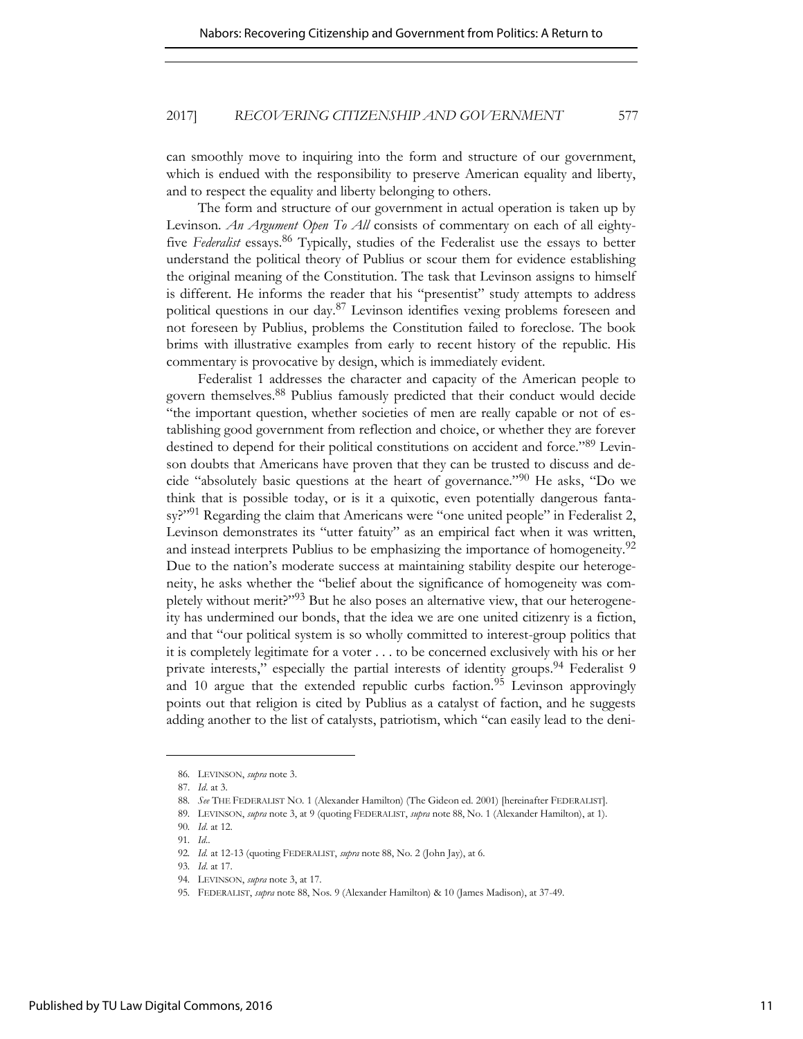can smoothly move to inquiring into the form and structure of our government, which is endued with the responsibility to preserve American equality and liberty, and to respect the equality and liberty belonging to others.

The form and structure of our government in actual operation is taken up by Levinson. *An Argument Open To All* consists of commentary on each of all eighty-five *Federalist* essays.[86] Typically, studies of the Federalist use the essays to better understand the political theory of Publius or scour them for evidence establishing the original meaning of the Constitution. The task that Levinson assigns to himself is different. He informs the reader that his "presentist" study attempts to address political questions in our day.[87] Levinson identifies vexing problems foreseen and not foreseen by Publius, problems the Constitution failed to foreclose. The book brims with illustrative examples from early to recent history of the republic. His commentary is provocative by design, which is immediately evident.

Federalist 1 addresses the character and capacity of the American people to govern themselves.[88] Publius famously predicted that their conduct would decide "the important question, whether societies of men are really capable or not of establishing good government from reflection and choice, or whether they are forever destined to depend for their political constitutions on accident and force."[89] Levinson doubts that Americans have proven that they can be trusted to discuss and decide "absolutely basic questions at the heart of governance."[90] He asks, "Do we think that is possible today, or is it a quixotic, even potentially dangerous fantasy?"[91] Regarding the claim that Americans were "one united people" in Federalist 2, Levinson demonstrates its "utter fatuity" as an empirical fact when it was written, and instead interprets Publius to be emphasizing the importance of homogeneity.[92] Due to the nation's moderate success at maintaining stability despite our heterogeneity, he asks whether the "belief about the significance of homogeneity was completely without merit?"[93] But he also poses an alternative view, that our heterogeneity has undermined our bonds, that the idea we are one united citizenry is a fiction, and that "our political system is so wholly committed to interest-group politics that it is completely legitimate for a voter . . . to be concerned exclusively with his or her private interests," especially the partial interests of identity groups.[94] Federalist 9 and 10 argue that the extended republic curbs faction.[95] Levinson approvingly points out that religion is cited by Publius as a catalyst of faction, and he suggests adding another to the list of catalysts, patriotism, which "can easily lead to the deni-

---

86. LEVINSON, *supra* note 3.

87. *Id.* at 3.

88. *See* THE FEDERALIST NO. 1 (Alexander Hamilton) (The Gideon ed. 2001) [hereinafter FEDERALIST].

89. LEVINSON, *supra* note 3, at 9 (quoting FEDERALIST, *supra* note 88, No. 1 (Alexander Hamilton), at 1).

90. *Id.* at 12.

91. *Id.*.

92. *Id.* at 12-13 (quoting FEDERALIST, *supra* note 88, No. 2 (John Jay), at 6.

93. *Id.* at 17.

94. LEVINSON, *supra* note 3, at 17.

95. FEDERALIST, *supra* note 88, Nos. 9 (Alexander Hamilton) & 10 (James Madison), at 37-49.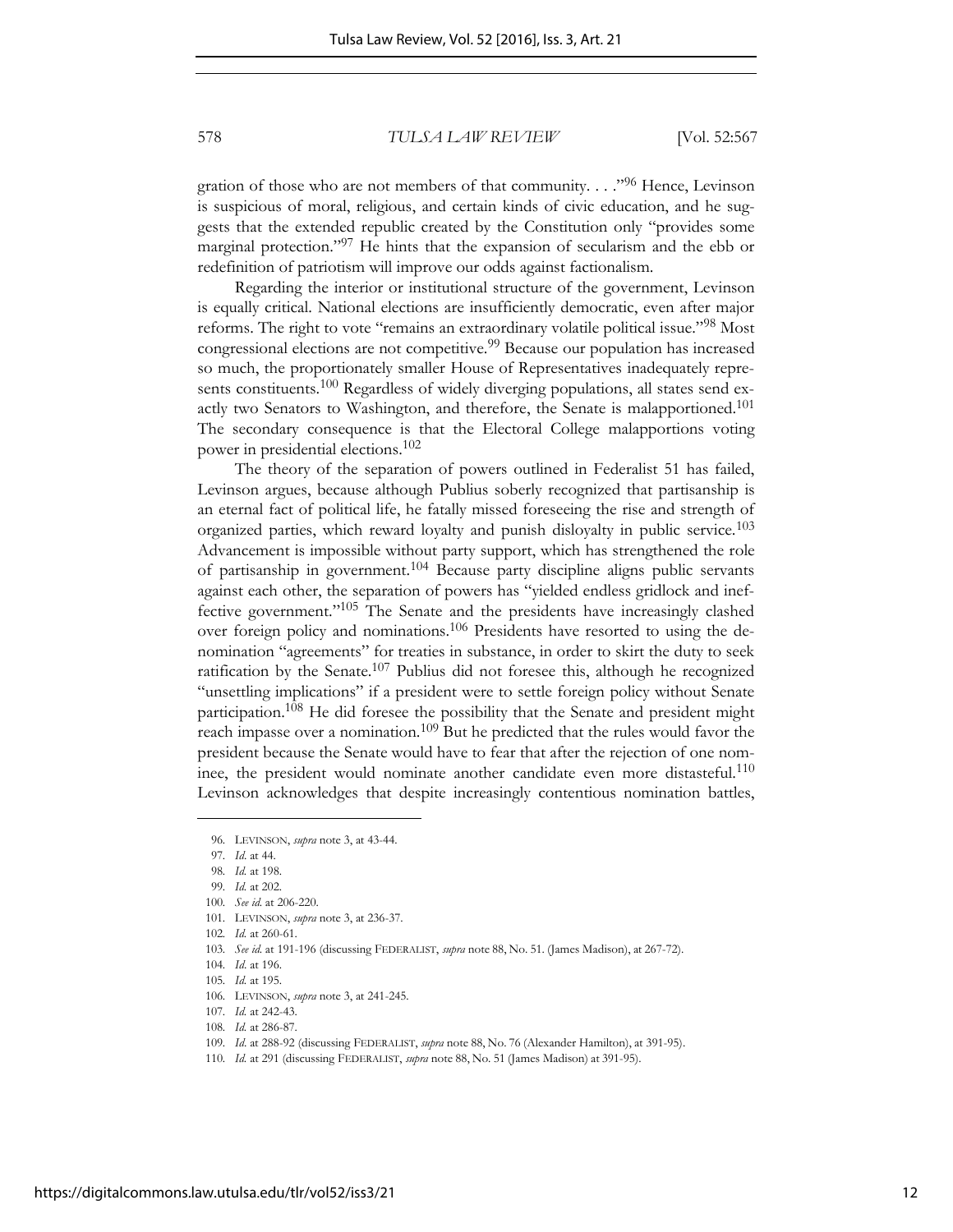gration of those who are not members of that community. . . ."[96] Hence, Levinson is suspicious of moral, religious, and certain kinds of civic education, and he suggests that the extended republic created by the Constitution only "provides some marginal protection."[97] He hints that the expansion of secularism and the ebb or redefinition of patriotism will improve our odds against factionalism.

Regarding the interior or institutional structure of the government, Levinson is equally critical. National elections are insufficiently democratic, even after major reforms. The right to vote "remains an extraordinary volatile political issue."[98] Most congressional elections are not competitive.[99] Because our population has increased so much, the proportionately smaller House of Representatives inadequately represents constituents.[100] Regardless of widely diverging populations, all states send exactly two Senators to Washington, and therefore, the Senate is malapportioned.[101] The secondary consequence is that the Electoral College malapportions voting power in presidential elections.[102]

The theory of the separation of powers outlined in Federalist 51 has failed, Levinson argues, because although Publius soberly recognized that partisanship is an eternal fact of political life, he fatally missed foreseeing the rise and strength of organized parties, which reward loyalty and punish disloyalty in public service.[103] Advancement is impossible without party support, which has strengthened the role of partisanship in government.[104] Because party discipline aligns public servants against each other, the separation of powers has "yielded endless gridlock and ineffective government."[105] The Senate and the presidents have increasingly clashed over foreign policy and nominations.[106] Presidents have resorted to using the denomination "agreements" for treaties in substance, in order to skirt the duty to seek ratification by the Senate.[107] Publius did not foresee this, although he recognized "unsettling implications" if a president were to settle foreign policy without Senate participation.[108] He did foresee the possibility that the Senate and president might reach impasse over a nomination.[109] But he predicted that the rules would favor the president because the Senate would have to fear that after the rejection of one nominee, the president would nominate another candidate even more distasteful.[110] Levinson acknowledges that despite increasingly contentious nomination battles,

---

96. LEVINSON, *supra* note 3, at 43-44.

97. *Id.* at 44.

98. *Id.* at 198.

99. *Id.* at 202.

100. *See id.* at 206-220.

101. LEVINSON, *supra* note 3, at 236-37.

102. *Id.* at 260-61.

103. *See id.* at 191-196 (discussing FEDERALIST, *supra* note 88, No. 51. (James Madison), at 267-72).

104. *Id.* at 196.

105. *Id.* at 195.

106. LEVINSON, *supra* note 3, at 241-245.

107. *Id.* at 242-43.

108. *Id.* at 286-87.

109. *Id.* at 288-92 (discussing FEDERALIST, *supra* note 88, No. 76 (Alexander Hamilton), at 391-95).

110. *Id.* at 291 (discussing FEDERALIST, *supra* note 88, No. 51 (James Madison) at 391-95).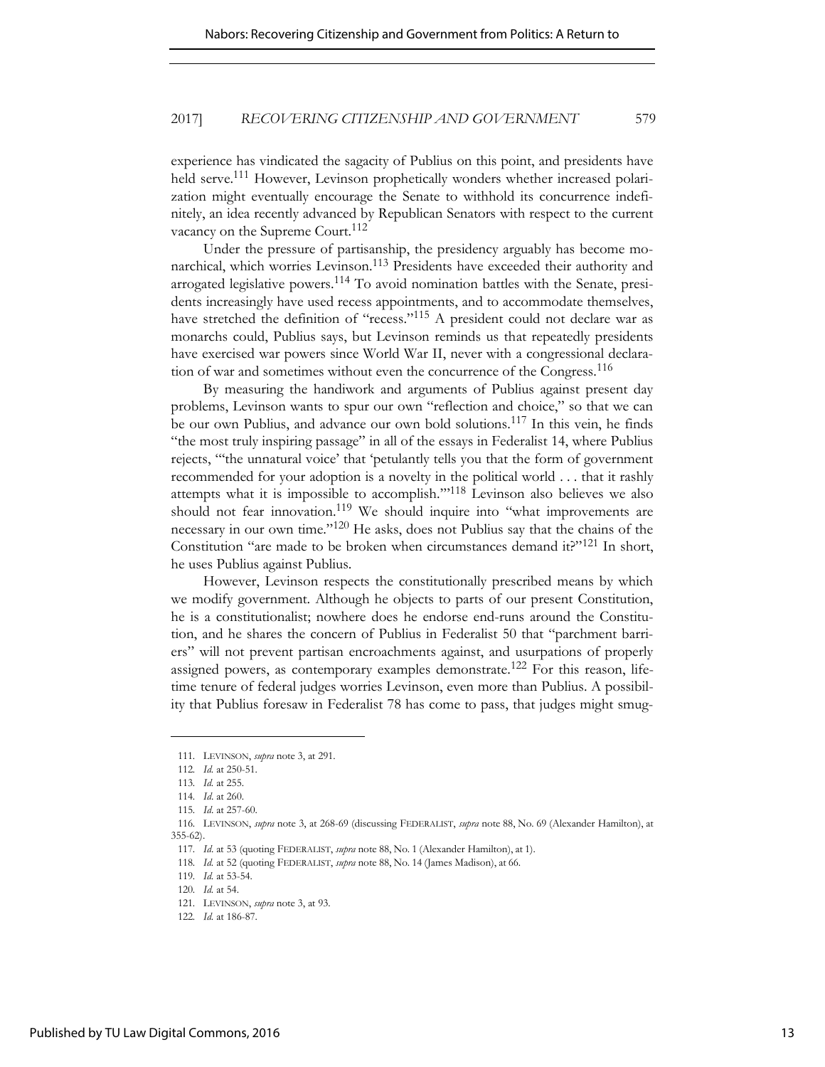experience has vindicated the sagacity of Publius on this point, and presidents have held serve.[111] However, Levinson prophetically wonders whether increased polarization might eventually encourage the Senate to withhold its concurrence indefinitely, an idea recently advanced by Republican Senators with respect to the current vacancy on the Supreme Court.[112]

Under the pressure of partisanship, the presidency arguably has become monarchical, which worries Levinson.[113] Presidents have exceeded their authority and arrogated legislative powers.[114] To avoid nomination battles with the Senate, presidents increasingly have used recess appointments, and to accommodate themselves, have stretched the definition of "recess."[115] A president could not declare war as monarchs could, Publius says, but Levinson reminds us that repeatedly presidents have exercised war powers since World War II, never with a congressional declaration of war and sometimes without even the concurrence of the Congress.[116]

By measuring the handiwork and arguments of Publius against present day problems, Levinson wants to spur our own "reflection and choice," so that we can be our own Publius, and advance our own bold solutions.[117] In this vein, he finds "the most truly inspiring passage" in all of the essays in Federalist 14, where Publius rejects, "'the unnatural voice' that 'petulantly tells you that the form of government recommended for your adoption is a novelty in the political world . . . that it rashly attempts what it is impossible to accomplish.'"[118] Levinson also believes we also should not fear innovation.[119] We should inquire into "what improvements are necessary in our own time."[120] He asks, does not Publius say that the chains of the Constitution "are made to be broken when circumstances demand it?"[121] In short, he uses Publius against Publius.

However, Levinson respects the constitutionally prescribed means by which we modify government. Although he objects to parts of our present Constitution, he is a constitutionalist; nowhere does he endorse end-runs around the Constitution, and he shares the concern of Publius in Federalist 50 that "parchment barriers" will not prevent partisan encroachments against, and usurpations of properly assigned powers, as contemporary examples demonstrate.[122] For this reason, lifetime tenure of federal judges worries Levinson, even more than Publius. A possibility that Publius foresaw in Federalist 78 has come to pass, that judges might smug-

---

111. LEVINSON, *supra* note 3, at 291.

112. *Id.* at 250-51.

113. *Id.* at 255.

114. *Id.* at 260.

115. *Id.* at 257-60.

116. LEVINSON, *supra* note 3, at 268-69 (discussing FEDERALIST, *supra* note 88, No. 69 (Alexander Hamilton), at 355-62).

117. *Id.* at 53 (quoting FEDERALIST, *supra* note 88, No. 1 (Alexander Hamilton), at 1).

118. *Id.* at 52 (quoting FEDERALIST, *supra* note 88, No. 14 (James Madison), at 66.

119. *Id.* at 53-54.

120. *Id.* at 54.

121. LEVINSON, *supra* note 3, at 93.

122. *Id.* at 186-87.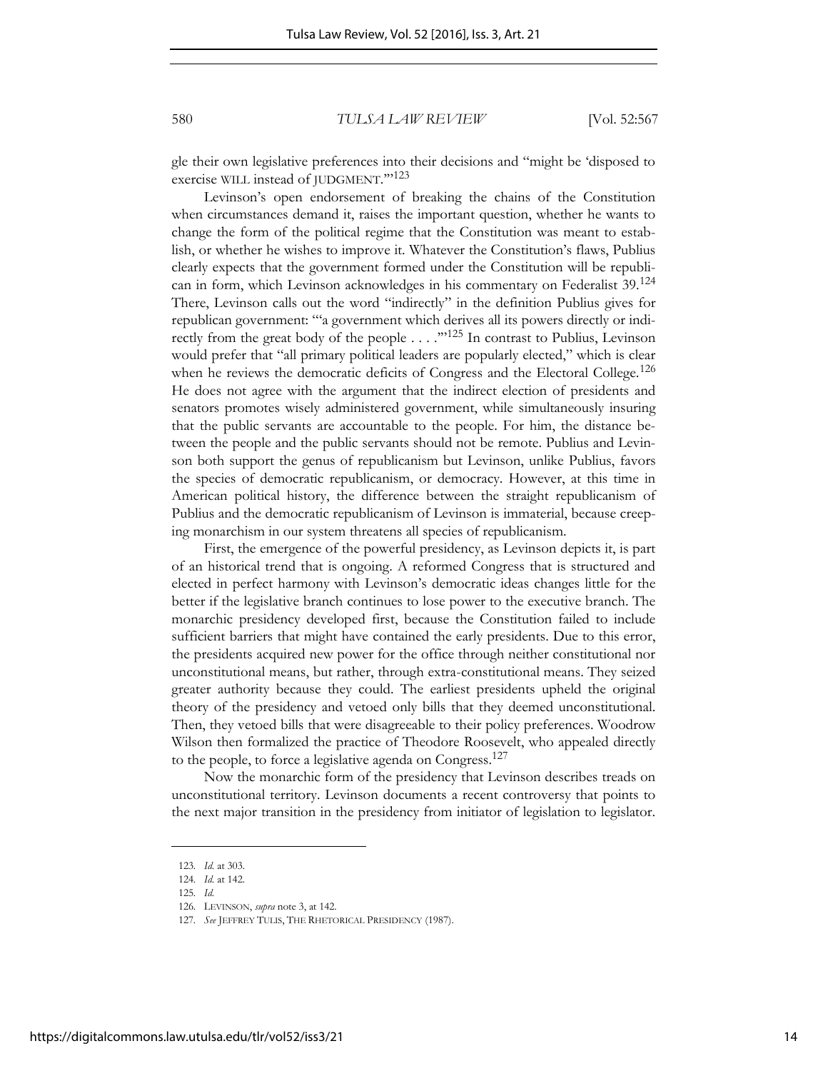gle their own legislative preferences into their decisions and "might be 'disposed to exercise WILL instead of JUDGMENT.'"[123]

Levinson's open endorsement of breaking the chains of the Constitution when circumstances demand it, raises the important question, whether he wants to change the form of the political regime that the Constitution was meant to establish, or whether he wishes to improve it. Whatever the Constitution's flaws, Publius clearly expects that the government formed under the Constitution will be republican in form, which Levinson acknowledges in his commentary on Federalist 39.[124] There, Levinson calls out the word "indirectly" in the definition Publius gives for republican government: "'a government which derives all its powers directly or indirectly from the great body of the people . . . .'"[125] In contrast to Publius, Levinson would prefer that "all primary political leaders are popularly elected," which is clear when he reviews the democratic deficits of Congress and the Electoral College.[126] He does not agree with the argument that the indirect election of presidents and senators promotes wisely administered government, while simultaneously insuring that the public servants are accountable to the people. For him, the distance between the people and the public servants should not be remote. Publius and Levinson both support the genus of republicanism but Levinson, unlike Publius, favors the species of democratic republicanism, or democracy. However, at this time in American political history, the difference between the straight republicanism of Publius and the democratic republicanism of Levinson is immaterial, because creeping monarchism in our system threatens all species of republicanism.

First, the emergence of the powerful presidency, as Levinson depicts it, is part of an historical trend that is ongoing. A reformed Congress that is structured and elected in perfect harmony with Levinson's democratic ideas changes little for the better if the legislative branch continues to lose power to the executive branch. The monarchic presidency developed first, because the Constitution failed to include sufficient barriers that might have contained the early presidents. Due to this error, the presidents acquired new power for the office through neither constitutional nor unconstitutional means, but rather, through extra-constitutional means. They seized greater authority because they could. The earliest presidents upheld the original theory of the presidency and vetoed only bills that they deemed unconstitutional. Then, they vetoed bills that were disagreeable to their policy preferences. Woodrow Wilson then formalized the practice of Theodore Roosevelt, who appealed directly to the people, to force a legislative agenda on Congress.[127]

Now the monarchic form of the presidency that Levinson describes treads on unconstitutional territory. Levinson documents a recent controversy that points to the next major transition in the presidency from initiator of legislation to legislator.

---

123. *Id.* at 303.

124. *Id.* at 142.

125. *Id.*

126. LEVINSON, *supra* note 3, at 142.

127. *See* JEFFREY TULIS, THE RHETORICAL PRESIDENCY (1987).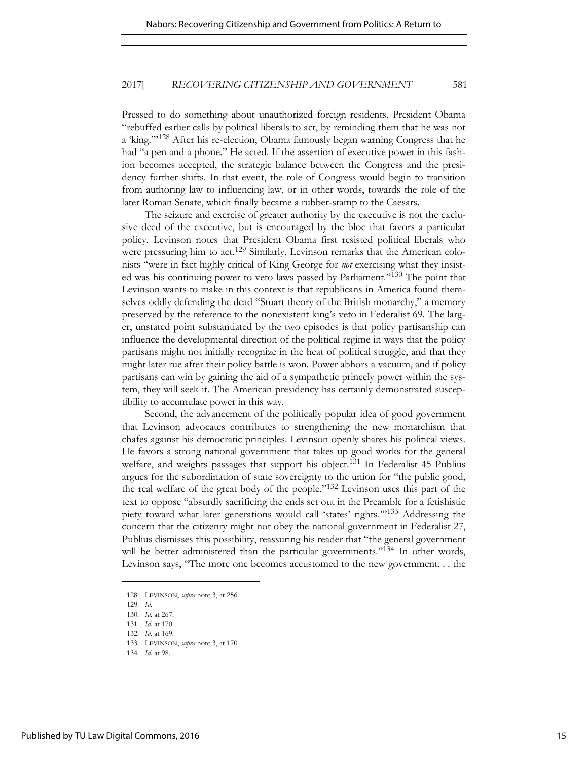Pressed to do something about unauthorized foreign residents, President Obama "rebuffed earlier calls by political liberals to act, by reminding them that he was not a 'king.'"[128] After his re-election, Obama famously began warning Congress that he had "a pen and a phone." He acted. If the assertion of executive power in this fashion becomes accepted, the strategic balance between the Congress and the presidency further shifts. In that event, the role of Congress would begin to transition from authoring law to influencing law, or in other words, towards the role of the later Roman Senate, which finally became a rubber-stamp to the Caesars.

The seizure and exercise of greater authority by the executive is not the exclusive deed of the executive, but is encouraged by the bloc that favors a particular policy. Levinson notes that President Obama first resisted political liberals who were pressuring him to act.[129] Similarly, Levinson remarks that the American colonists "were in fact highly critical of King George for *not* exercising what they insisted was his continuing power to veto laws passed by Parliament."[130] The point that Levinson wants to make in this context is that republicans in America found themselves oddly defending the dead "Stuart theory of the British monarchy," a memory preserved by the reference to the nonexistent king's veto in Federalist 69. The larger, unstated point substantiated by the two episodes is that policy partisanship can influence the developmental direction of the political regime in ways that the policy partisans might not initially recognize in the heat of political struggle, and that they might later rue after their policy battle is won. Power abhors a vacuum, and if policy partisans can win by gaining the aid of a sympathetic princely power within the system, they will seek it. The American presidency has certainly demonstrated susceptibility to accumulate power in this way.

Second, the advancement of the politically popular idea of good government that Levinson advocates contributes to strengthening the new monarchism that chafes against his democratic principles. Levinson openly shares his political views. He favors a strong national government that takes up good works for the general welfare, and weights passages that support his object.[131] In Federalist 45 Publius argues for the subordination of state sovereignty to the union for "the public good, the real welfare of the great body of the people."[132] Levinson uses this part of the text to oppose "absurdly sacrificing the ends set out in the Preamble for a fetishistic piety toward what later generations would call 'states' rights.'"[133] Addressing the concern that the citizenry might not obey the national government in Federalist 27, Publius dismisses this possibility, reassuring his reader that "the general government will be better administered than the particular governments."[134] In other words, Levinson says, "The more one becomes accustomed to the new government. . . the

---

128. LEVINSON, *supra* note 3, at 256.

129. *Id.*

130. *Id.* at 267.

131. *Id.* at 170.

132. *Id.* at 169.

133. LEVINSON, *supra* note 3, at 170.

134. *Id.* at 98.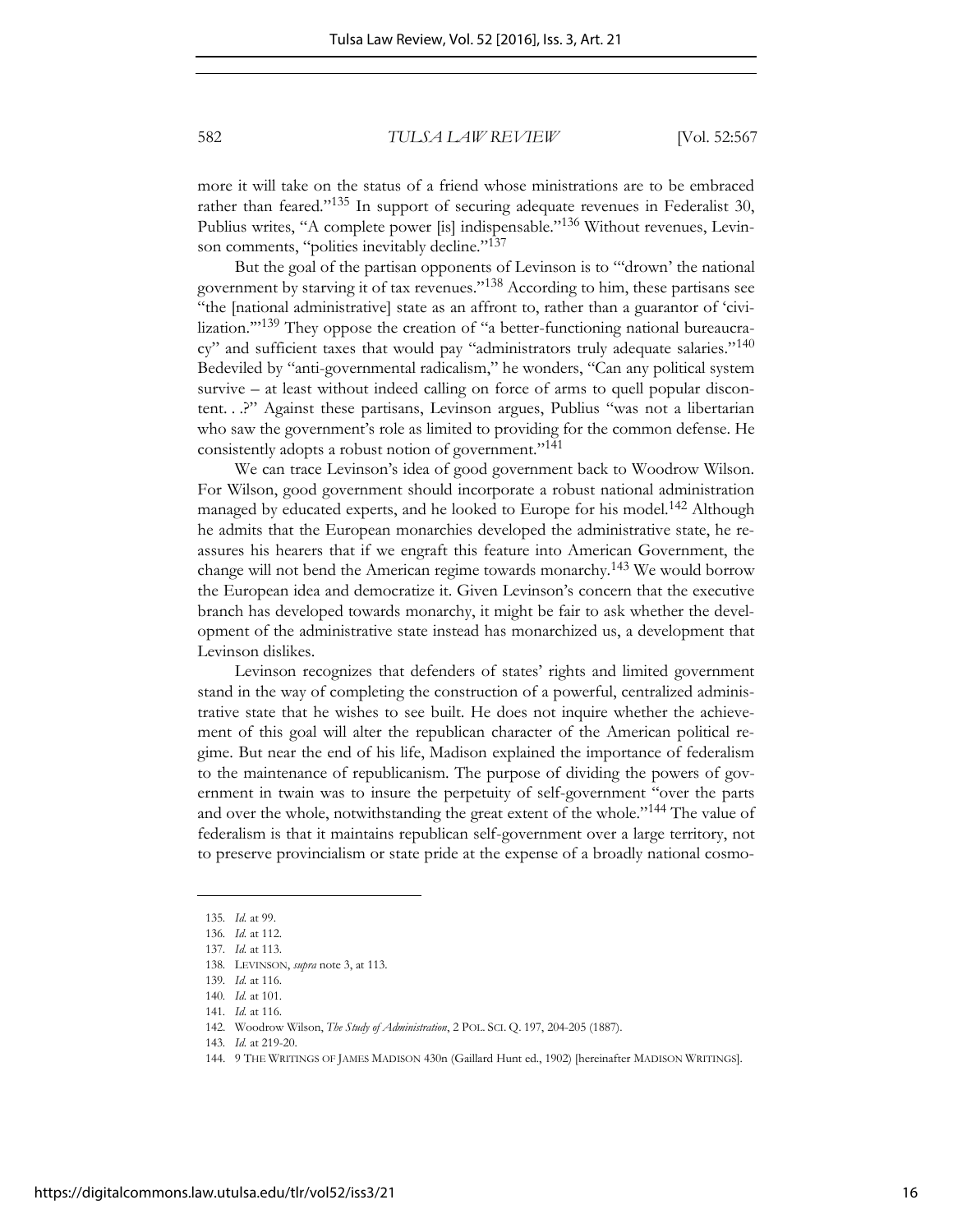more it will take on the status of a friend whose ministrations are to be embraced rather than feared."[135] In support of securing adequate revenues in Federalist 30, Publius writes, "A complete power [is] indispensable."[136] Without revenues, Levinson comments, "polities inevitably decline."[137]

But the goal of the partisan opponents of Levinson is to "'drown' the national government by starving it of tax revenues."[138] According to him, these partisans see "the [national administrative] state as an affront to, rather than a guarantor of 'civilization.'"[139] They oppose the creation of "a better-functioning national bureaucracy" and sufficient taxes that would pay "administrators truly adequate salaries."[140] Bedeviled by "anti-governmental radicalism," he wonders, "Can any political system survive – at least without indeed calling on force of arms to quell popular discontent. . .?" Against these partisans, Levinson argues, Publius "was not a libertarian who saw the government's role as limited to providing for the common defense. He consistently adopts a robust notion of government."[141]

We can trace Levinson's idea of good government back to Woodrow Wilson. For Wilson, good government should incorporate a robust national administration managed by educated experts, and he looked to Europe for his model.[142] Although he admits that the European monarchies developed the administrative state, he reassures his hearers that if we engraft this feature into American Government, the change will not bend the American regime towards monarchy.[143] We would borrow the European idea and democratize it. Given Levinson's concern that the executive branch has developed towards monarchy, it might be fair to ask whether the development of the administrative state instead has monarchized us, a development that Levinson dislikes.

Levinson recognizes that defenders of states' rights and limited government stand in the way of completing the construction of a powerful, centralized administrative state that he wishes to see built. He does not inquire whether the achievement of this goal will alter the republican character of the American political regime. But near the end of his life, Madison explained the importance of federalism to the maintenance of republicanism. The purpose of dividing the powers of government in twain was to insure the perpetuity of self-government "over the parts and over the whole, notwithstanding the great extent of the whole."[144] The value of federalism is that it maintains republican self-government over a large territory, not to preserve provincialism or state pride at the expense of a broadly national cosmo-

135. *Id.* at 99.

136. *Id.* at 112.

137. *Id.* at 113.

138. LEVINSON, *supra* note 3, at 113.

139. *Id.* at 116.

140. *Id.* at 101.

141. *Id.* at 116.

142. Woodrow Wilson, *The Study of Administration*, 2 POL. SCI. Q. 197, 204-205 (1887).

143. *Id.* at 219-20.

144. 9 THE WRITINGS OF JAMES MADISON 430n (Gaillard Hunt ed., 1902) [hereinafter MADISON WRITINGS].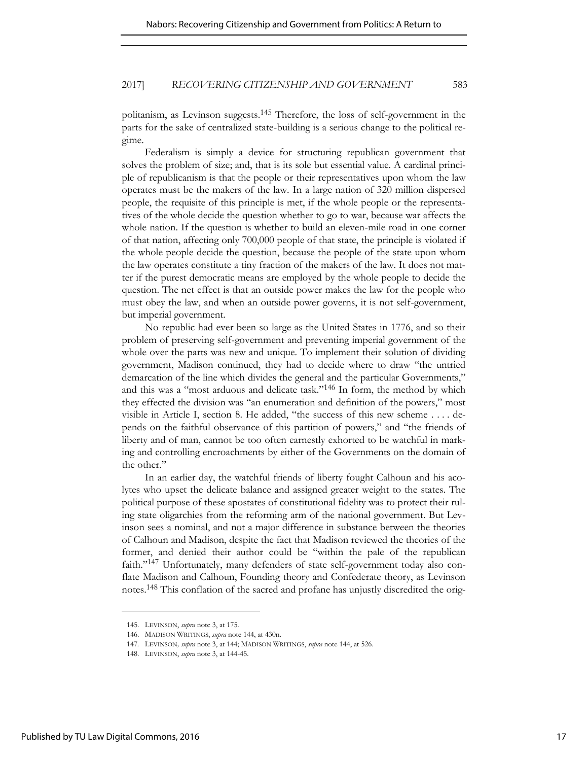politanism, as Levinson suggests.[145] Therefore, the loss of self-government in the parts for the sake of centralized state-building is a serious change to the political regime.

Federalism is simply a device for structuring republican government that solves the problem of size; and, that is its sole but essential value. A cardinal principle of republicanism is that the people or their representatives upon whom the law operates must be the makers of the law. In a large nation of 320 million dispersed people, the requisite of this principle is met, if the whole people or the representatives of the whole decide the question whether to go to war, because war affects the whole nation. If the question is whether to build an eleven-mile road in one corner of that nation, affecting only 700,000 people of that state, the principle is violated if the whole people decide the question, because the people of the state upon whom the law operates constitute a tiny fraction of the makers of the law. It does not matter if the purest democratic means are employed by the whole people to decide the question. The net effect is that an outside power makes the law for the people who must obey the law, and when an outside power governs, it is not self-government, but imperial government.

No republic had ever been so large as the United States in 1776, and so their problem of preserving self-government and preventing imperial government of the whole over the parts was new and unique. To implement their solution of dividing government, Madison continued, they had to decide where to draw "the untried demarcation of the line which divides the general and the particular Governments," and this was a "most arduous and delicate task."[146] In form, the method by which they effected the division was "an enumeration and definition of the powers," most visible in Article I, section 8. He added, "the success of this new scheme . . . . depends on the faithful observance of this partition of powers," and "the friends of liberty and of man, cannot be too often earnestly exhorted to be watchful in marking and controlling encroachments by either of the Governments on the domain of the other."

In an earlier day, the watchful friends of liberty fought Calhoun and his acolytes who upset the delicate balance and assigned greater weight to the states. The political purpose of these apostates of constitutional fidelity was to protect their ruling state oligarchies from the reforming arm of the national government. But Levinson sees a nominal, and not a major difference in substance between the theories of Calhoun and Madison, despite the fact that Madison reviewed the theories of the former, and denied their author could be "within the pale of the republican faith."[147] Unfortunately, many defenders of state self-government today also conflate Madison and Calhoun, Founding theory and Confederate theory, as Levinson notes.[148] This conflation of the sacred and profane has unjustly discredited the orig-

---

145. LEVINSON, *supra* note 3, at 175.

146. MADISON WRITINGS, *supra* note 144, at 430n.

147. LEVINSON, *supra* note 3, at 144; MADISON WRITINGS, *supra* note 144, at 526.

148. LEVINSON, *supra* note 3, at 144-45.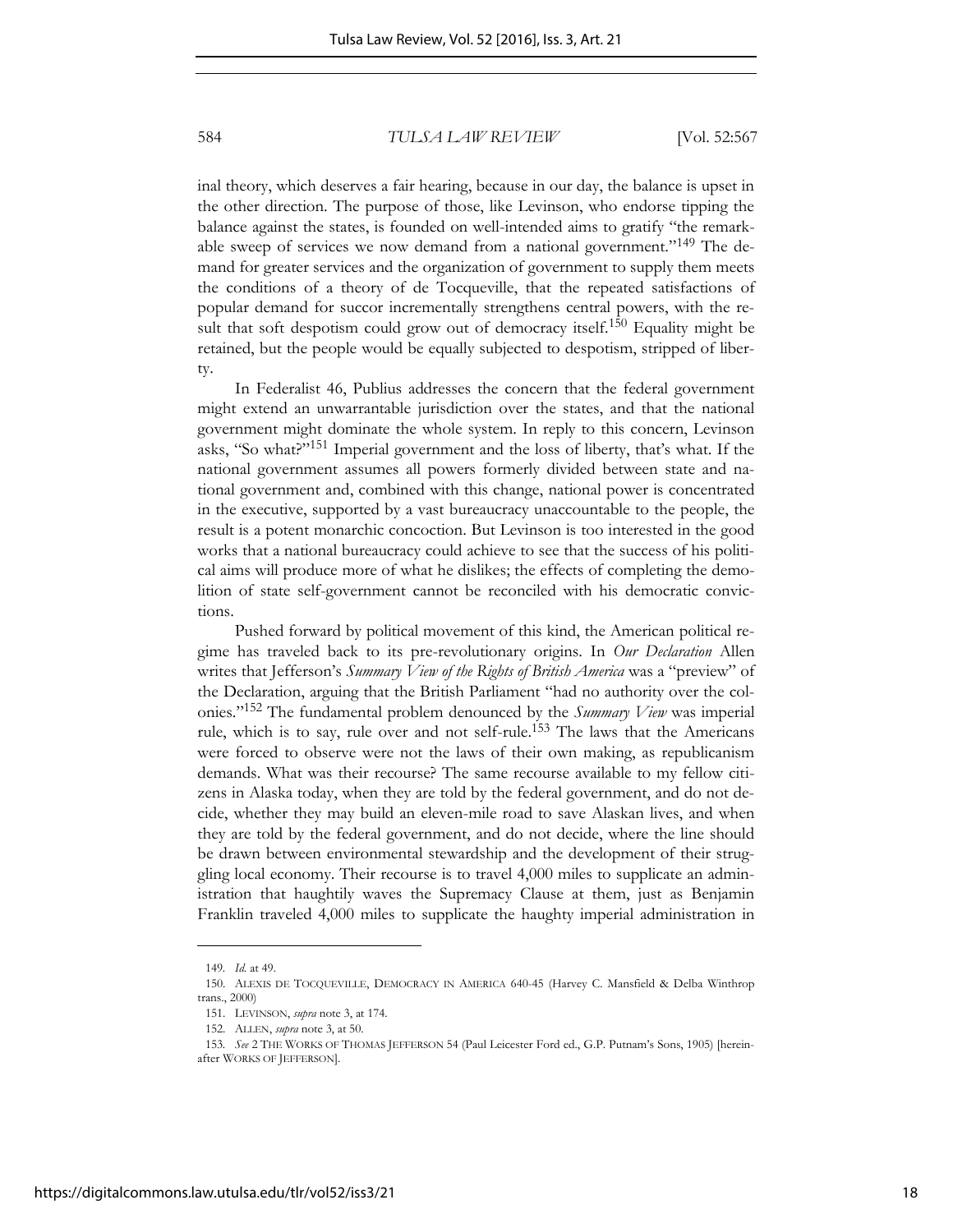inal theory, which deserves a fair hearing, because in our day, the balance is upset in the other direction. The purpose of those, like Levinson, who endorse tipping the balance against the states, is founded on well-intended aims to gratify "the remarkable sweep of services we now demand from a national government."[149] The demand for greater services and the organization of government to supply them meets the conditions of a theory of de Tocqueville, that the repeated satisfactions of popular demand for succor incrementally strengthens central powers, with the result that soft despotism could grow out of democracy itself.[150] Equality might be retained, but the people would be equally subjected to despotism, stripped of liberty.

In Federalist 46, Publius addresses the concern that the federal government might extend an unwarrantable jurisdiction over the states, and that the national government might dominate the whole system. In reply to this concern, Levinson asks, "So what?"[151] Imperial government and the loss of liberty, that's what. If the national government assumes all powers formerly divided between state and national government and, combined with this change, national power is concentrated in the executive, supported by a vast bureaucracy unaccountable to the people, the result is a potent monarchic concoction. But Levinson is too interested in the good works that a national bureaucracy could achieve to see that the success of his political aims will produce more of what he dislikes; the effects of completing the demolition of state self-government cannot be reconciled with his democratic convictions.

Pushed forward by political movement of this kind, the American political regime has traveled back to its pre-revolutionary origins. In *Our Declaration* Allen writes that Jefferson's *Summary View of the Rights of British America* was a "preview" of the Declaration, arguing that the British Parliament "had no authority over the colonies."[152] The fundamental problem denounced by the *Summary View* was imperial rule, which is to say, rule over and not self-rule.[153] The laws that the Americans were forced to observe were not the laws of their own making, as republicanism demands. What was their recourse? The same recourse available to my fellow citizens in Alaska today, when they are told by the federal government, and do not decide, whether they may build an eleven-mile road to save Alaskan lives, and when they are told by the federal government, and do not decide, where the line should be drawn between environmental stewardship and the development of their struggling local economy. Their recourse is to travel 4,000 miles to supplicate an administration that haughtily waves the Supremacy Clause at them, just as Benjamin Franklin traveled 4,000 miles to supplicate the haughty imperial administration in

---

149. *Id.* at 49.

150. ALEXIS DE TOCQUEVILLE, DEMOCRACY IN AMERICA 640-45 (Harvey C. Mansfield & Delba Winthrop trans., 2000)

151. LEVINSON, *supra* note 3, at 174.

152. ALLEN, *supra* note 3, at 50.

153. *See* 2 THE WORKS OF THOMAS JEFFERSON 54 (Paul Leicester Ford ed., G.P. Putnam's Sons, 1905) [hereinafter WORKS OF JEFFERSON].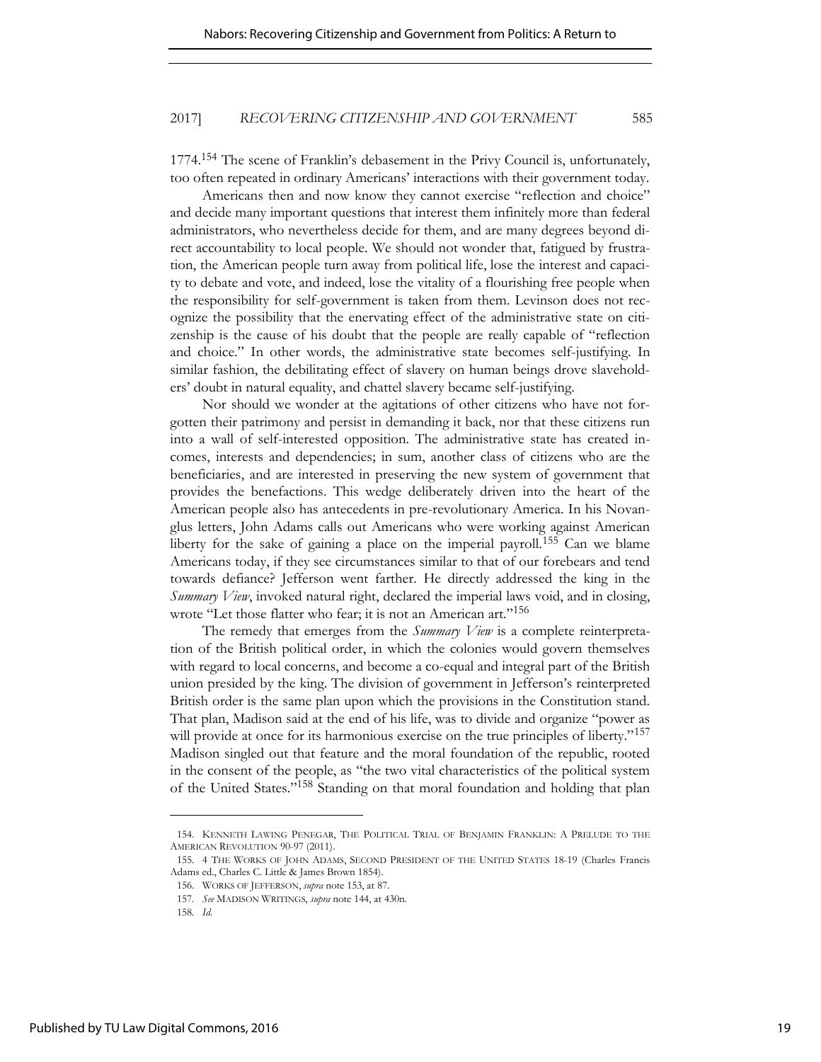1774.[154] The scene of Franklin's debasement in the Privy Council is, unfortunately, too often repeated in ordinary Americans' interactions with their government today.

Americans then and now know they cannot exercise "reflection and choice" and decide many important questions that interest them infinitely more than federal administrators, who nevertheless decide for them, and are many degrees beyond direct accountability to local people. We should not wonder that, fatigued by frustration, the American people turn away from political life, lose the interest and capacity to debate and vote, and indeed, lose the vitality of a flourishing free people when the responsibility for self-government is taken from them. Levinson does not recognize the possibility that the enervating effect of the administrative state on citizenship is the cause of his doubt that the people are really capable of "reflection and choice." In other words, the administrative state becomes self-justifying. In similar fashion, the debilitating effect of slavery on human beings drove slaveholders' doubt in natural equality, and chattel slavery became self-justifying.

Nor should we wonder at the agitations of other citizens who have not forgotten their patrimony and persist in demanding it back, nor that these citizens run into a wall of self-interested opposition. The administrative state has created incomes, interests and dependencies; in sum, another class of citizens who are the beneficiaries, and are interested in preserving the new system of government that provides the benefactions. This wedge deliberately driven into the heart of the American people also has antecedents in pre-revolutionary America. In his Novanglus letters, John Adams calls out Americans who were working against American liberty for the sake of gaining a place on the imperial payroll.[155] Can we blame Americans today, if they see circumstances similar to that of our forebears and tend towards defiance? Jefferson went farther. He directly addressed the king in the *Summary View*, invoked natural right, declared the imperial laws void, and in closing, wrote "Let those flatter who fear; it is not an American art."[156]

The remedy that emerges from the *Summary View* is a complete reinterpretation of the British political order, in which the colonies would govern themselves with regard to local concerns, and become a co-equal and integral part of the British union presided by the king. The division of government in Jefferson's reinterpreted British order is the same plan upon which the provisions in the Constitution stand. That plan, Madison said at the end of his life, was to divide and organize "power as will provide at once for its harmonious exercise on the true principles of liberty."[157] Madison singled out that feature and the moral foundation of the republic, rooted in the consent of the people, as "the two vital characteristics of the political system of the United States."[158] Standing on that moral foundation and holding that plan

---

154. KENNETH LAWING PENEGAR, THE POLITICAL TRIAL OF BENJAMIN FRANKLIN: A PRELUDE TO THE AMERICAN REVOLUTION 90-97 (2011).

155. 4 THE WORKS OF JOHN ADAMS, SECOND PRESIDENT OF THE UNITED STATES 18-19 (Charles Francis Adams ed., Charles C. Little & James Brown 1854).

156. WORKS OF JEFFERSON, *supra* note 153, at 87.

157. *See* MADISON WRITINGS, *supra* note 144, at 430n.

158. *Id.*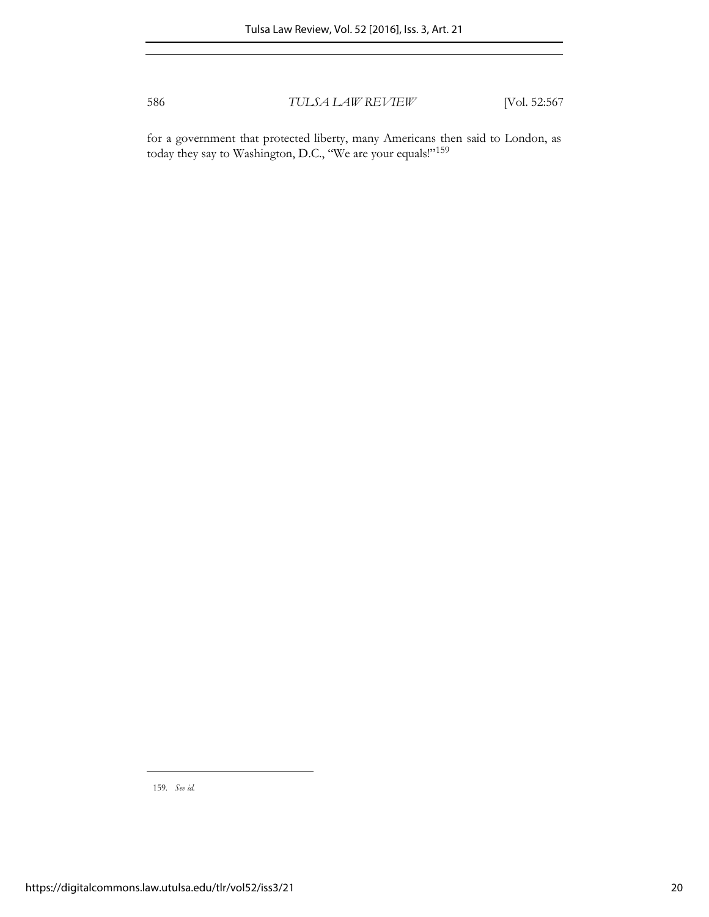for a government that protected liberty, many Americans then said to London, as today they say to Washington, D.C., "We are your equals!"[159]

159. *See id.*